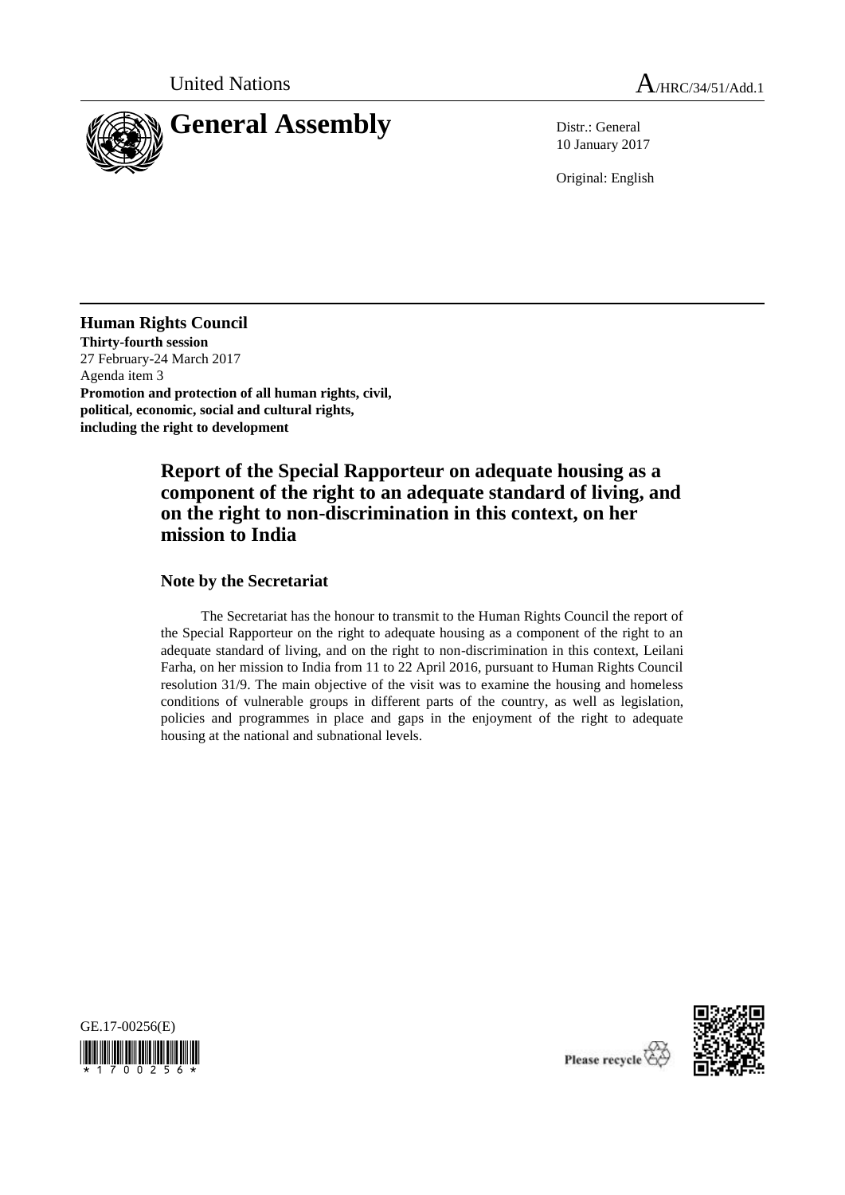United Nations

A/HRC/34/51/Add.1

# General Assembly

Distr.: General
10 January 2017

Original: English

**Human Rights Council**
**Thirty-fourth session**
27 February-24 March 2017
Agenda item 3
**Promotion and protection of all human rights, civil, political, economic, social and cultural rights, including the right to development**

## Report of the Special Rapporteur on adequate housing as a component of the right to an adequate standard of living, and on the right to non-discrimination in this context, on her mission to India

### Note by the Secretariat

The Secretariat has the honour to transmit to the Human Rights Council the report of the Special Rapporteur on the right to adequate housing as a component of the right to an adequate standard of living, and on the right to non-discrimination in this context, Leilani Farha, on her mission to India from 11 to 22 April 2016, pursuant to Human Rights Council resolution 31/9. The main objective of the visit was to examine the housing and homeless conditions of vulnerable groups in different parts of the country, as well as legislation, policies and programmes in place and gaps in the enjoyment of the right to adequate housing at the national and subnational levels.

GE.17-00256(E)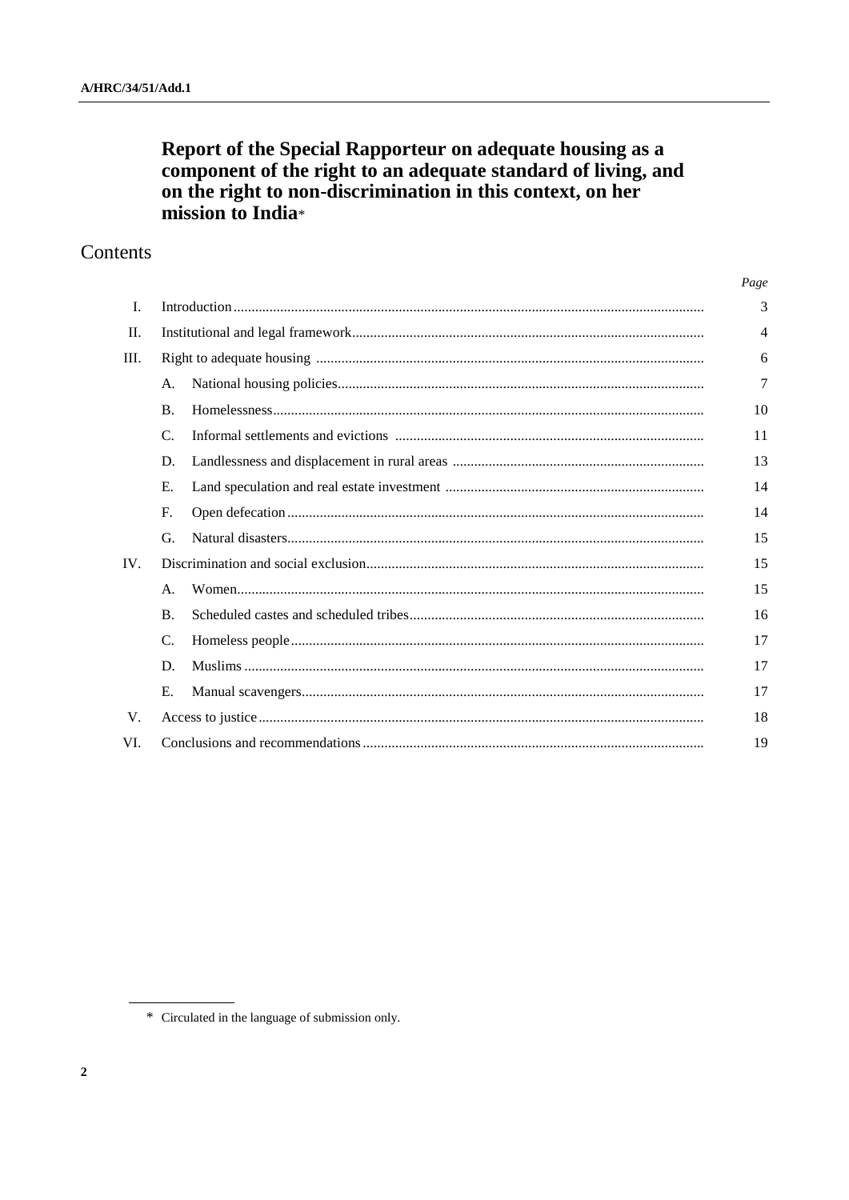# Report of the Special Rapporteur on adequate housing as a component of the right to an adequate standard of living, and on the right to non-discrimination in this context, on her mission to India*

## Contents

| | | | Page |
|---|---|---|---|
| I. | | Introduction | 3 |
| II. | | Institutional and legal framework | 4 |
| III. | | Right to adequate housing | 6 |
| | A. | National housing policies | 7 |
| | B. | Homelessness | 10 |
| | C. | Informal settlements and evictions | 11 |
| | D. | Landlessness and displacement in rural areas | 13 |
| | E. | Land speculation and real estate investment | 14 |
| | F. | Open defecation | 14 |
| | G. | Natural disasters | 15 |
| IV. | | Discrimination and social exclusion | 15 |
| | A. | Women | 15 |
| | B. | Scheduled castes and scheduled tribes | 16 |
| | C. | Homeless people | 17 |
| | D. | Muslims | 17 |
| | E. | Manual scavengers | 17 |
| V. | | Access to justice | 18 |
| VI. | | Conclusions and recommendations | 19 |

* Circulated in the language of submission only.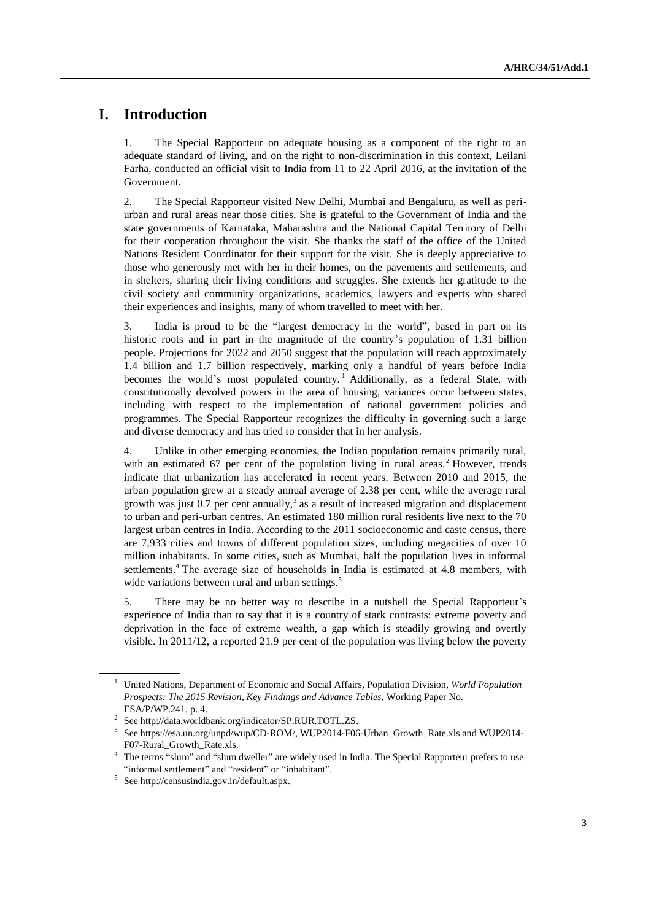# I. Introduction

1. The Special Rapporteur on adequate housing as a component of the right to an adequate standard of living, and on the right to non-discrimination in this context, Leilani Farha, conducted an official visit to India from 11 to 22 April 2016, at the invitation of the Government.

2. The Special Rapporteur visited New Delhi, Mumbai and Bengaluru, as well as peri-urban and rural areas near those cities. She is grateful to the Government of India and the state governments of Karnataka, Maharashtra and the National Capital Territory of Delhi for their cooperation throughout the visit. She thanks the staff of the office of the United Nations Resident Coordinator for their support for the visit. She is deeply appreciative to those who generously met with her in their homes, on the pavements and settlements, and in shelters, sharing their living conditions and struggles. She extends her gratitude to the civil society and community organizations, academics, lawyers and experts who shared their experiences and insights, many of whom travelled to meet with her.

3. India is proud to be the "largest democracy in the world", based in part on its historic roots and in part in the magnitude of the country's population of 1.31 billion people. Projections for 2022 and 2050 suggest that the population will reach approximately 1.4 billion and 1.7 billion respectively, marking only a handful of years before India becomes the world's most populated country.[1] Additionally, as a federal State, with constitutionally devolved powers in the area of housing, variances occur between states, including with respect to the implementation of national government policies and programmes. The Special Rapporteur recognizes the difficulty in governing such a large and diverse democracy and has tried to consider that in her analysis.

4. Unlike in other emerging economies, the Indian population remains primarily rural, with an estimated 67 per cent of the population living in rural areas.[2] However, trends indicate that urbanization has accelerated in recent years. Between 2010 and 2015, the urban population grew at a steady annual average of 2.38 per cent, while the average rural growth was just 0.7 per cent annually,[3] as a result of increased migration and displacement to urban and peri-urban centres. An estimated 180 million rural residents live next to the 70 largest urban centres in India. According to the 2011 socioeconomic and caste census, there are 7,933 cities and towns of different population sizes, including megacities of over 10 million inhabitants. In some cities, such as Mumbai, half the population lives in informal settlements.[4] The average size of households in India is estimated at 4.8 members, with wide variations between rural and urban settings.[5]

5. There may be no better way to describe in a nutshell the Special Rapporteur's experience of India than to say that it is a country of stark contrasts: extreme poverty and deprivation in the face of extreme wealth, a gap which is steadily growing and overtly visible. In 2011/12, a reported 21.9 per cent of the population was living below the poverty

---

[1] United Nations, Department of Economic and Social Affairs, Population Division, *World Population Prospects: The 2015 Revision, Key Findings and Advance Tables*, Working Paper No. ESA/P/WP.241, p. 4.

[2] See http://data.worldbank.org/indicator/SP.RUR.TOTL.ZS.

[3] See https://esa.un.org/unpd/wup/CD-ROM/, WUP2014-F06-Urban_Growth_Rate.xls and WUP2014-F07-Rural_Growth_Rate.xls.

[4] The terms "slum" and "slum dweller" are widely used in India. The Special Rapporteur prefers to use "informal settlement" and "resident" or "inhabitant".

[5] See http://censusindia.gov.in/default.aspx.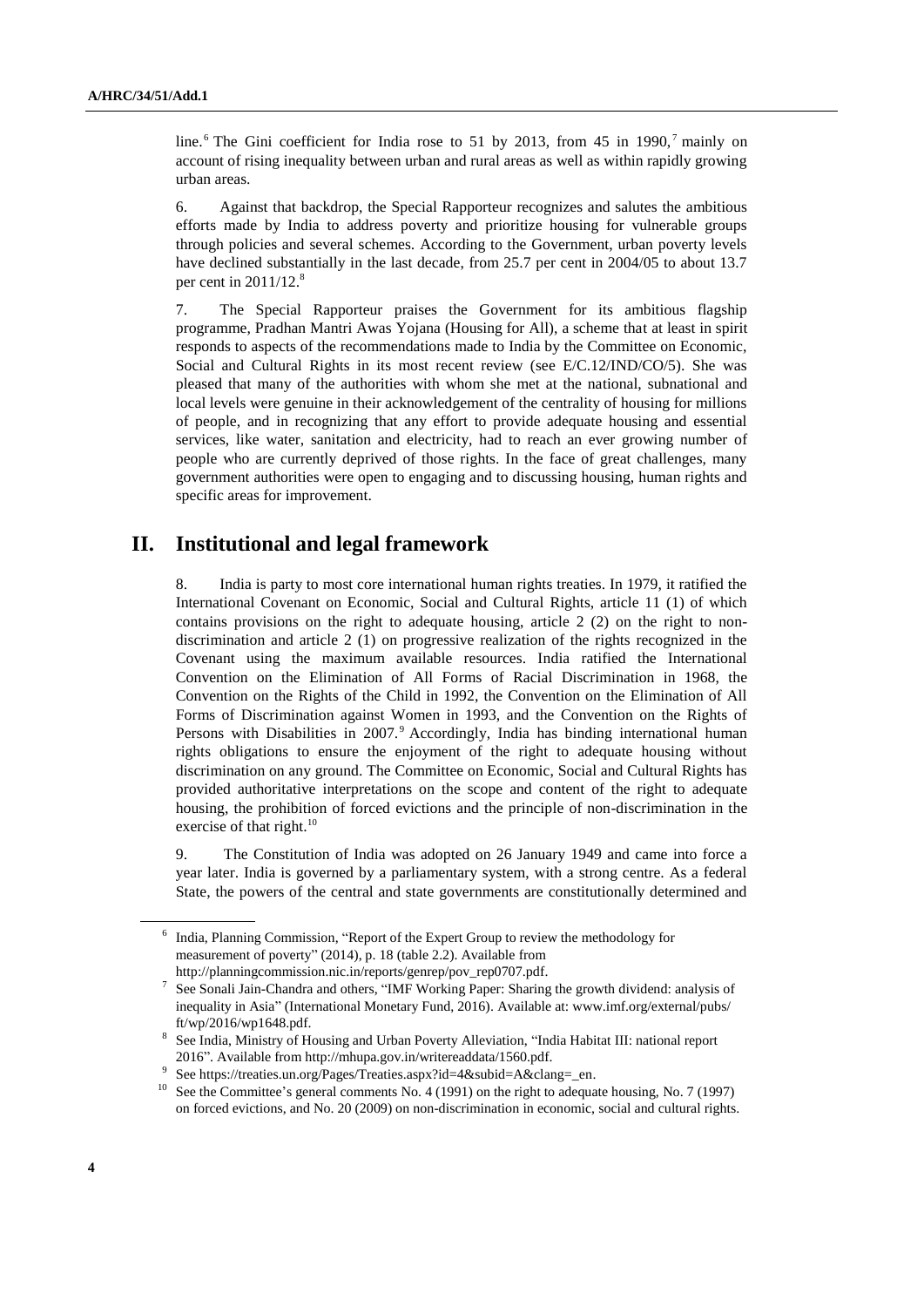line.[6] The Gini coefficient for India rose to 51 by 2013, from 45 in 1990,[7] mainly on account of rising inequality between urban and rural areas as well as within rapidly growing urban areas.

6. Against that backdrop, the Special Rapporteur recognizes and salutes the ambitious efforts made by India to address poverty and prioritize housing for vulnerable groups through policies and several schemes. According to the Government, urban poverty levels have declined substantially in the last decade, from 25.7 per cent in 2004/05 to about 13.7 per cent in 2011/12.[8]

7. The Special Rapporteur praises the Government for its ambitious flagship programme, Pradhan Mantri Awas Yojana (Housing for All), a scheme that at least in spirit responds to aspects of the recommendations made to India by the Committee on Economic, Social and Cultural Rights in its most recent review (see E/C.12/IND/CO/5). She was pleased that many of the authorities with whom she met at the national, subnational and local levels were genuine in their acknowledgement of the centrality of housing for millions of people, and in recognizing that any effort to provide adequate housing and essential services, like water, sanitation and electricity, had to reach an ever growing number of people who are currently deprived of those rights. In the face of great challenges, many government authorities were open to engaging and to discussing housing, human rights and specific areas for improvement.

## II. Institutional and legal framework

8. India is party to most core international human rights treaties. In 1979, it ratified the International Covenant on Economic, Social and Cultural Rights, article 11 (1) of which contains provisions on the right to adequate housing, article 2 (2) on the right to non-discrimination and article 2 (1) on progressive realization of the rights recognized in the Covenant using the maximum available resources. India ratified the International Convention on the Elimination of All Forms of Racial Discrimination in 1968, the Convention on the Rights of the Child in 1992, the Convention on the Elimination of All Forms of Discrimination against Women in 1993, and the Convention on the Rights of Persons with Disabilities in 2007.[9] Accordingly, India has binding international human rights obligations to ensure the enjoyment of the right to adequate housing without discrimination on any ground. The Committee on Economic, Social and Cultural Rights has provided authoritative interpretations on the scope and content of the right to adequate housing, the prohibition of forced evictions and the principle of non-discrimination in the exercise of that right.[10]

9. The Constitution of India was adopted on 26 January 1949 and came into force a year later. India is governed by a parliamentary system, with a strong centre. As a federal State, the powers of the central and state governments are constitutionally determined and

---

[6] India, Planning Commission, "Report of the Expert Group to review the methodology for measurement of poverty" (2014), p. 18 (table 2.2). Available from http://planningcommission.nic.in/reports/genrep/pov_rep0707.pdf.

[7] See Sonali Jain-Chandra and others, "IMF Working Paper: Sharing the growth dividend: analysis of inequality in Asia" (International Monetary Fund, 2016). Available at: www.imf.org/external/pubs/ft/wp/2016/wp1648.pdf.

[8] See India, Ministry of Housing and Urban Poverty Alleviation, "India Habitat III: national report 2016". Available from http://mhupa.gov.in/writereaddata/1560.pdf.

[9] See https://treaties.un.org/Pages/Treaties.aspx?id=4&subid=A&clang=_en.

[10] See the Committee's general comments No. 4 (1991) on the right to adequate housing, No. 7 (1997) on forced evictions, and No. 20 (2009) on non-discrimination in economic, social and cultural rights.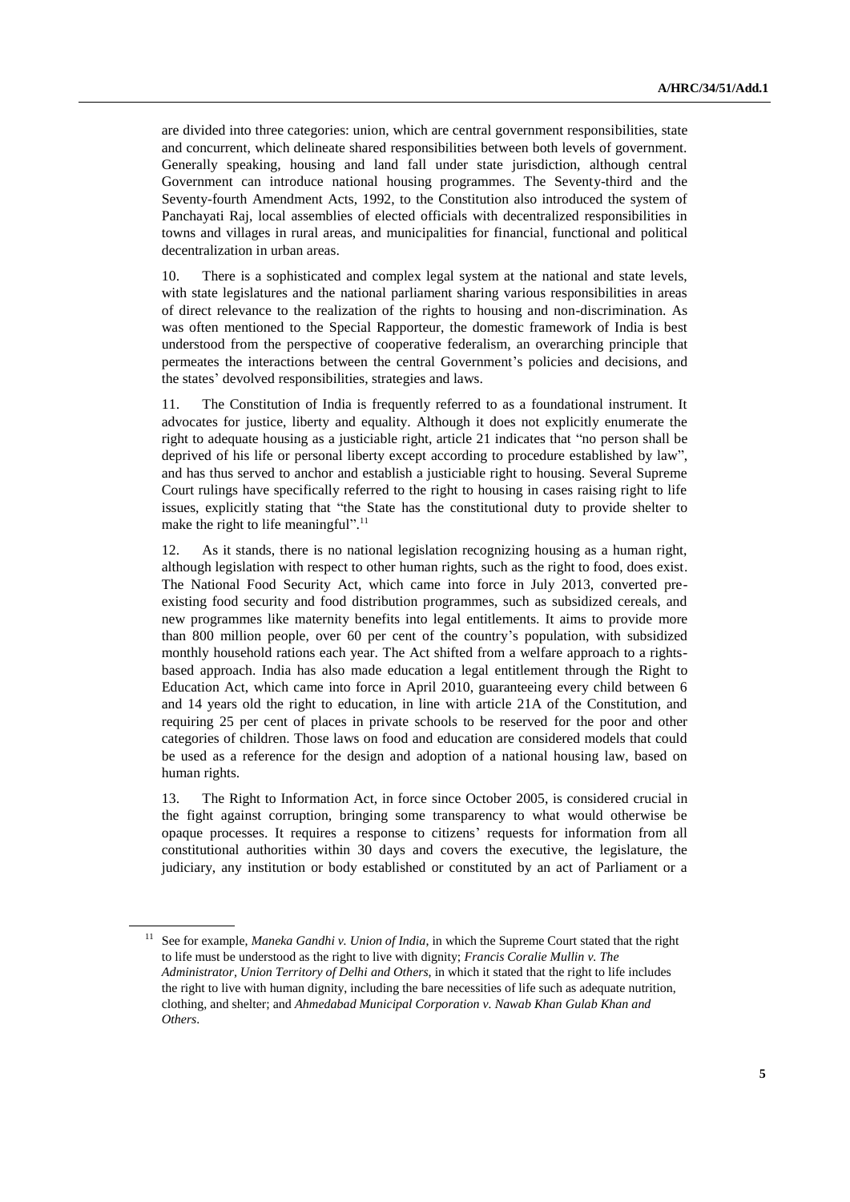are divided into three categories: union, which are central government responsibilities, state and concurrent, which delineate shared responsibilities between both levels of government. Generally speaking, housing and land fall under state jurisdiction, although central Government can introduce national housing programmes. The Seventy-third and the Seventy-fourth Amendment Acts, 1992, to the Constitution also introduced the system of Panchayati Raj, local assemblies of elected officials with decentralized responsibilities in towns and villages in rural areas, and municipalities for financial, functional and political decentralization in urban areas.

10. There is a sophisticated and complex legal system at the national and state levels, with state legislatures and the national parliament sharing various responsibilities in areas of direct relevance to the realization of the rights to housing and non-discrimination. As was often mentioned to the Special Rapporteur, the domestic framework of India is best understood from the perspective of cooperative federalism, an overarching principle that permeates the interactions between the central Government's policies and decisions, and the states' devolved responsibilities, strategies and laws.

11. The Constitution of India is frequently referred to as a foundational instrument. It advocates for justice, liberty and equality. Although it does not explicitly enumerate the right to adequate housing as a justiciable right, article 21 indicates that "no person shall be deprived of his life or personal liberty except according to procedure established by law", and has thus served to anchor and establish a justiciable right to housing. Several Supreme Court rulings have specifically referred to the right to housing in cases raising right to life issues, explicitly stating that "the State has the constitutional duty to provide shelter to make the right to life meaningful".[11]

12. As it stands, there is no national legislation recognizing housing as a human right, although legislation with respect to other human rights, such as the right to food, does exist. The National Food Security Act, which came into force in July 2013, converted pre-existing food security and food distribution programmes, such as subsidized cereals, and new programmes like maternity benefits into legal entitlements. It aims to provide more than 800 million people, over 60 per cent of the country's population, with subsidized monthly household rations each year. The Act shifted from a welfare approach to a rights-based approach. India has also made education a legal entitlement through the Right to Education Act, which came into force in April 2010, guaranteeing every child between 6 and 14 years old the right to education, in line with article 21A of the Constitution, and requiring 25 per cent of places in private schools to be reserved for the poor and other categories of children. Those laws on food and education are considered models that could be used as a reference for the design and adoption of a national housing law, based on human rights.

13. The Right to Information Act, in force since October 2005, is considered crucial in the fight against corruption, bringing some transparency to what would otherwise be opaque processes. It requires a response to citizens' requests for information from all constitutional authorities within 30 days and covers the executive, the legislature, the judiciary, any institution or body established or constituted by an act of Parliament or a

---

[11] See for example, *Maneka Gandhi v. Union of India*, in which the Supreme Court stated that the right to life must be understood as the right to live with dignity; *Francis Coralie Mullin v. The Administrator, Union Territory of Delhi and Others*, in which it stated that the right to life includes the right to live with human dignity, including the bare necessities of life such as adequate nutrition, clothing, and shelter; and *Ahmedabad Municipal Corporation v. Nawab Khan Gulab Khan and Others*.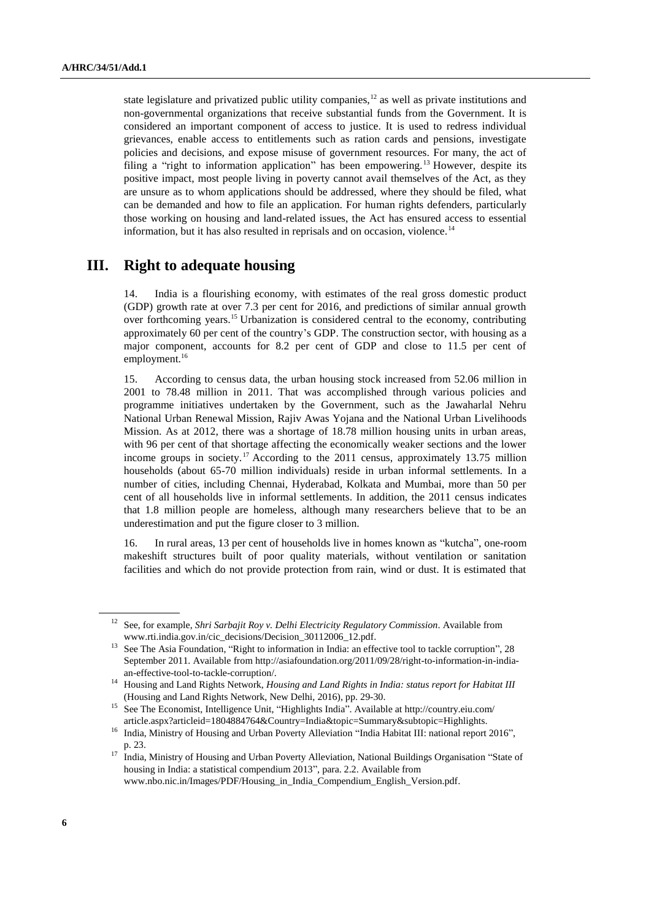state legislature and privatized public utility companies,[12] as well as private institutions and non-governmental organizations that receive substantial funds from the Government. It is considered an important component of access to justice. It is used to redress individual grievances, enable access to entitlements such as ration cards and pensions, investigate policies and decisions, and expose misuse of government resources. For many, the act of filing a "right to information application" has been empowering.[13] However, despite its positive impact, most people living in poverty cannot avail themselves of the Act, as they are unsure as to whom applications should be addressed, where they should be filed, what can be demanded and how to file an application. For human rights defenders, particularly those working on housing and land-related issues, the Act has ensured access to essential information, but it has also resulted in reprisals and on occasion, violence.[14]

# III. Right to adequate housing

14. India is a flourishing economy, with estimates of the real gross domestic product (GDP) growth rate at over 7.3 per cent for 2016, and predictions of similar annual growth over forthcoming years.[15] Urbanization is considered central to the economy, contributing approximately 60 per cent of the country's GDP. The construction sector, with housing as a major component, accounts for 8.2 per cent of GDP and close to 11.5 per cent of employment.[16]

15. According to census data, the urban housing stock increased from 52.06 million in 2001 to 78.48 million in 2011. That was accomplished through various policies and programme initiatives undertaken by the Government, such as the Jawaharlal Nehru National Urban Renewal Mission, Rajiv Awas Yojana and the National Urban Livelihoods Mission. As at 2012, there was a shortage of 18.78 million housing units in urban areas, with 96 per cent of that shortage affecting the economically weaker sections and the lower income groups in society.[17] According to the 2011 census, approximately 13.75 million households (about 65-70 million individuals) reside in urban informal settlements. In a number of cities, including Chennai, Hyderabad, Kolkata and Mumbai, more than 50 per cent of all households live in informal settlements. In addition, the 2011 census indicates that 1.8 million people are homeless, although many researchers believe that to be an underestimation and put the figure closer to 3 million.

16. In rural areas, 13 per cent of households live in homes known as "kutcha", one-room makeshift structures built of poor quality materials, without ventilation or sanitation facilities and which do not provide protection from rain, wind or dust. It is estimated that

---

[12] See, for example, *Shri Sarbajit Roy v. Delhi Electricity Regulatory Commission*. Available from www.rti.india.gov.in/cic_decisions/Decision_30112006_12.pdf.

[13] See The Asia Foundation, "Right to information in India: an effective tool to tackle corruption", 28 September 2011. Available from http://asiafoundation.org/2011/09/28/right-to-information-in-india-an-effective-tool-to-tackle-corruption/.

[14] Housing and Land Rights Network, *Housing and Land Rights in India: status report for Habitat III* (Housing and Land Rights Network, New Delhi, 2016), pp. 29-30.

[15] See The Economist, Intelligence Unit, "Highlights India". Available at http://country.eiu.com/article.aspx?articleid=1804884764&Country=India&topic=Summary&subtopic=Highlights.

[16] India, Ministry of Housing and Urban Poverty Alleviation "India Habitat III: national report 2016", p. 23.

[17] India, Ministry of Housing and Urban Poverty Alleviation, National Buildings Organisation "State of housing in India: a statistical compendium 2013", para. 2.2. Available from www.nbo.nic.in/Images/PDF/Housing_in_India_Compendium_English_Version.pdf.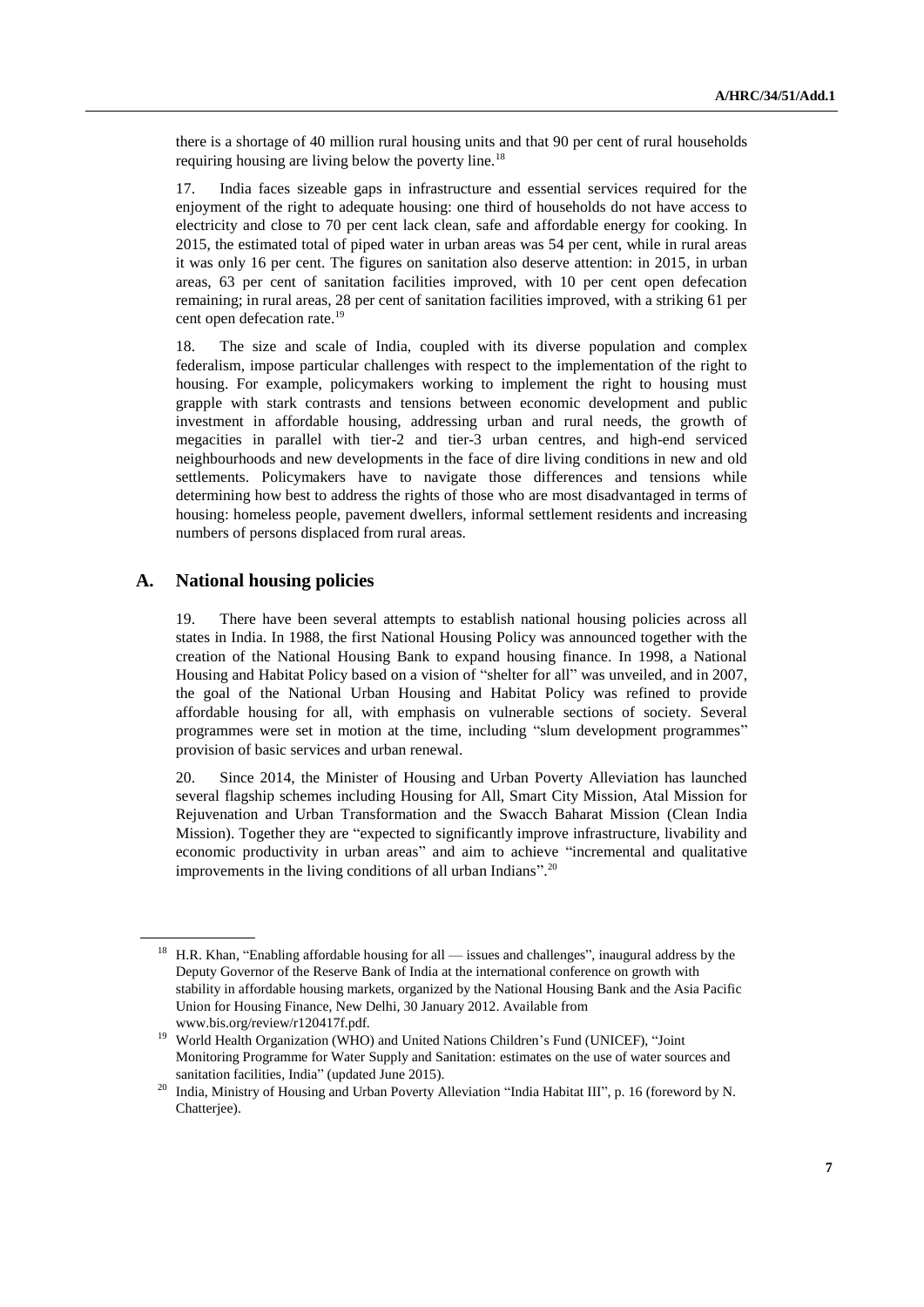there is a shortage of 40 million rural housing units and that 90 per cent of rural households requiring housing are living below the poverty line.[18]

17. India faces sizeable gaps in infrastructure and essential services required for the enjoyment of the right to adequate housing: one third of households do not have access to electricity and close to 70 per cent lack clean, safe and affordable energy for cooking. In 2015, the estimated total of piped water in urban areas was 54 per cent, while in rural areas it was only 16 per cent. The figures on sanitation also deserve attention: in 2015, in urban areas, 63 per cent of sanitation facilities improved, with 10 per cent open defecation remaining; in rural areas, 28 per cent of sanitation facilities improved, with a striking 61 per cent open defecation rate.[19]

18. The size and scale of India, coupled with its diverse population and complex federalism, impose particular challenges with respect to the implementation of the right to housing. For example, policymakers working to implement the right to housing must grapple with stark contrasts and tensions between economic development and public investment in affordable housing, addressing urban and rural needs, the growth of megacities in parallel with tier-2 and tier-3 urban centres, and high-end serviced neighbourhoods and new developments in the face of dire living conditions in new and old settlements. Policymakers have to navigate those differences and tensions while determining how best to address the rights of those who are most disadvantaged in terms of housing: homeless people, pavement dwellers, informal settlement residents and increasing numbers of persons displaced from rural areas.

## A. National housing policies

19. There have been several attempts to establish national housing policies across all states in India. In 1988, the first National Housing Policy was announced together with the creation of the National Housing Bank to expand housing finance. In 1998, a National Housing and Habitat Policy based on a vision of "shelter for all" was unveiled, and in 2007, the goal of the National Urban Housing and Habitat Policy was refined to provide affordable housing for all, with emphasis on vulnerable sections of society. Several programmes were set in motion at the time, including "slum development programmes" provision of basic services and urban renewal.

20. Since 2014, the Minister of Housing and Urban Poverty Alleviation has launched several flagship schemes including Housing for All, Smart City Mission, Atal Mission for Rejuvenation and Urban Transformation and the Swacch Baharat Mission (Clean India Mission). Together they are "expected to significantly improve infrastructure, livability and economic productivity in urban areas" and aim to achieve "incremental and qualitative improvements in the living conditions of all urban Indians".[20]

---

[18] H.R. Khan, "Enabling affordable housing for all — issues and challenges", inaugural address by the Deputy Governor of the Reserve Bank of India at the international conference on growth with stability in affordable housing markets, organized by the National Housing Bank and the Asia Pacific Union for Housing Finance, New Delhi, 30 January 2012. Available from www.bis.org/review/r120417f.pdf.

[19] World Health Organization (WHO) and United Nations Children's Fund (UNICEF), "Joint Monitoring Programme for Water Supply and Sanitation: estimates on the use of water sources and sanitation facilities, India" (updated June 2015).

[20] India, Ministry of Housing and Urban Poverty Alleviation "India Habitat III", p. 16 (foreword by N. Chatterjee).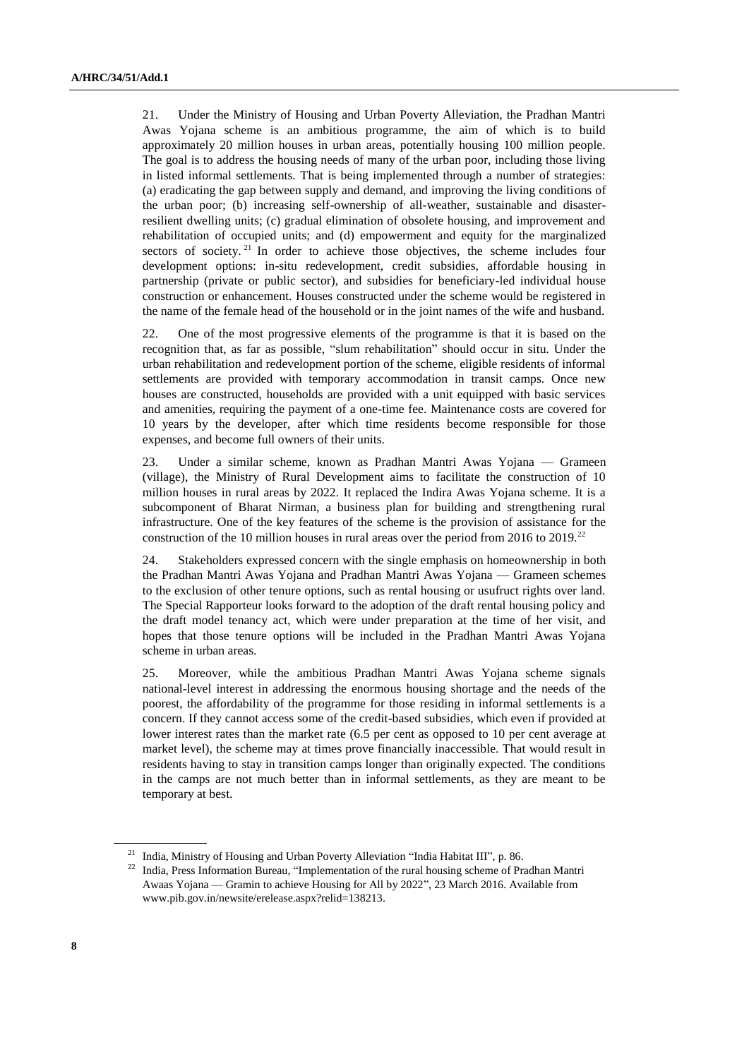21. Under the Ministry of Housing and Urban Poverty Alleviation, the Pradhan Mantri Awas Yojana scheme is an ambitious programme, the aim of which is to build approximately 20 million houses in urban areas, potentially housing 100 million people. The goal is to address the housing needs of many of the urban poor, including those living in listed informal settlements. That is being implemented through a number of strategies: (a) eradicating the gap between supply and demand, and improving the living conditions of the urban poor; (b) increasing self-ownership of all-weather, sustainable and disaster-resilient dwelling units; (c) gradual elimination of obsolete housing, and improvement and rehabilitation of occupied units; and (d) empowerment and equity for the marginalized sectors of society.[21] In order to achieve those objectives, the scheme includes four development options: in-situ redevelopment, credit subsidies, affordable housing in partnership (private or public sector), and subsidies for beneficiary-led individual house construction or enhancement. Houses constructed under the scheme would be registered in the name of the female head of the household or in the joint names of the wife and husband.

22. One of the most progressive elements of the programme is that it is based on the recognition that, as far as possible, "slum rehabilitation" should occur in situ. Under the urban rehabilitation and redevelopment portion of the scheme, eligible residents of informal settlements are provided with temporary accommodation in transit camps. Once new houses are constructed, households are provided with a unit equipped with basic services and amenities, requiring the payment of a one-time fee. Maintenance costs are covered for 10 years by the developer, after which time residents become responsible for those expenses, and become full owners of their units.

23. Under a similar scheme, known as Pradhan Mantri Awas Yojana — Grameen (village), the Ministry of Rural Development aims to facilitate the construction of 10 million houses in rural areas by 2022. It replaced the Indira Awas Yojana scheme. It is a subcomponent of Bharat Nirman, a business plan for building and strengthening rural infrastructure. One of the key features of the scheme is the provision of assistance for the construction of the 10 million houses in rural areas over the period from 2016 to 2019.[22]

24. Stakeholders expressed concern with the single emphasis on homeownership in both the Pradhan Mantri Awas Yojana and Pradhan Mantri Awas Yojana — Grameen schemes to the exclusion of other tenure options, such as rental housing or usufruct rights over land. The Special Rapporteur looks forward to the adoption of the draft rental housing policy and the draft model tenancy act, which were under preparation at the time of her visit, and hopes that those tenure options will be included in the Pradhan Mantri Awas Yojana scheme in urban areas.

25. Moreover, while the ambitious Pradhan Mantri Awas Yojana scheme signals national-level interest in addressing the enormous housing shortage and the needs of the poorest, the affordability of the programme for those residing in informal settlements is a concern. If they cannot access some of the credit-based subsidies, which even if provided at lower interest rates than the market rate (6.5 per cent as opposed to 10 per cent average at market level), the scheme may at times prove financially inaccessible. That would result in residents having to stay in transition camps longer than originally expected. The conditions in the camps are not much better than in informal settlements, as they are meant to be temporary at best.

---

[21] India, Ministry of Housing and Urban Poverty Alleviation "India Habitat III", p. 86.

[22] India, Press Information Bureau, "Implementation of the rural housing scheme of Pradhan Mantri Awaas Yojana — Gramin to achieve Housing for All by 2022", 23 March 2016. Available from www.pib.gov.in/newsite/erelease.aspx?relid=138213.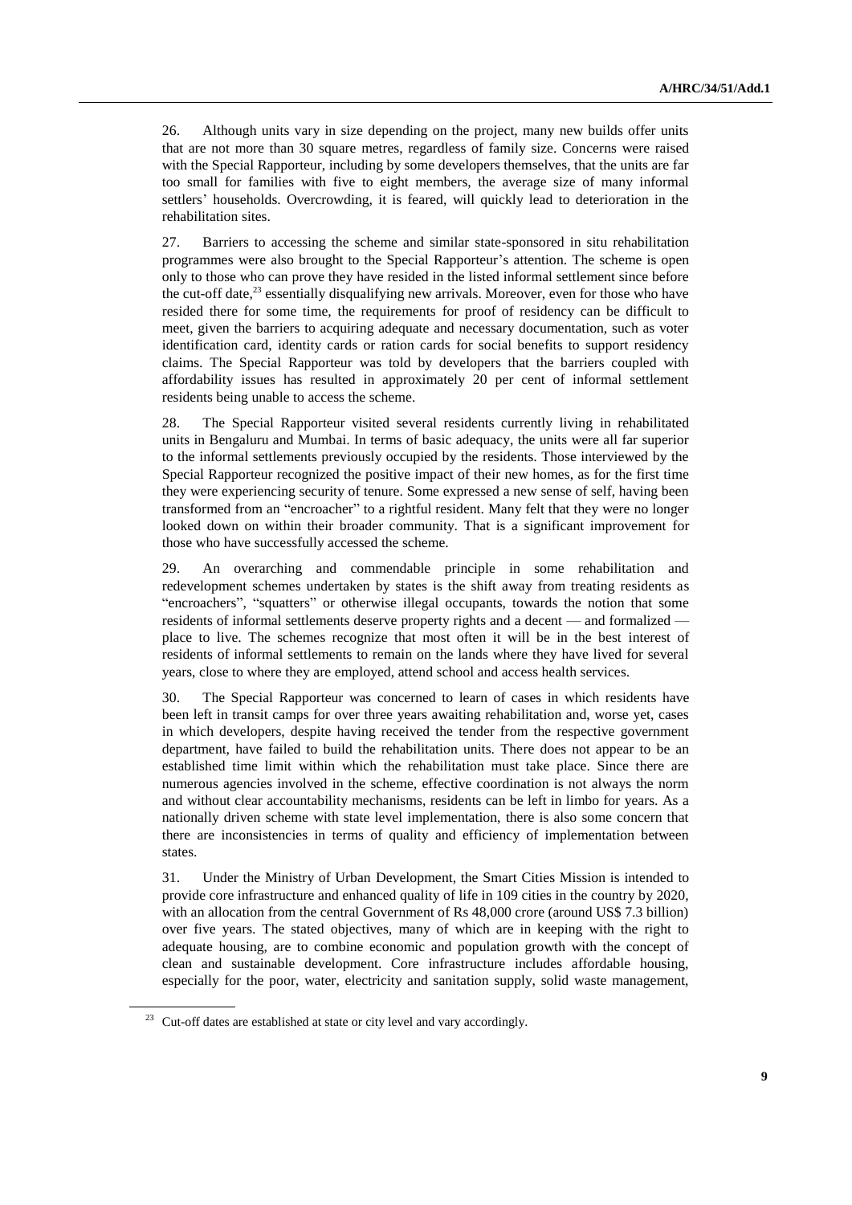26. Although units vary in size depending on the project, many new builds offer units that are not more than 30 square metres, regardless of family size. Concerns were raised with the Special Rapporteur, including by some developers themselves, that the units are far too small for families with five to eight members, the average size of many informal settlers' households. Overcrowding, it is feared, will quickly lead to deterioration in the rehabilitation sites.

27. Barriers to accessing the scheme and similar state-sponsored in situ rehabilitation programmes were also brought to the Special Rapporteur's attention. The scheme is open only to those who can prove they have resided in the listed informal settlement since before the cut-off date,[23] essentially disqualifying new arrivals. Moreover, even for those who have resided there for some time, the requirements for proof of residency can be difficult to meet, given the barriers to acquiring adequate and necessary documentation, such as voter identification card, identity cards or ration cards for social benefits to support residency claims. The Special Rapporteur was told by developers that the barriers coupled with affordability issues has resulted in approximately 20 per cent of informal settlement residents being unable to access the scheme.

28. The Special Rapporteur visited several residents currently living in rehabilitated units in Bengaluru and Mumbai. In terms of basic adequacy, the units were all far superior to the informal settlements previously occupied by the residents. Those interviewed by the Special Rapporteur recognized the positive impact of their new homes, as for the first time they were experiencing security of tenure. Some expressed a new sense of self, having been transformed from an "encroacher" to a rightful resident. Many felt that they were no longer looked down on within their broader community. That is a significant improvement for those who have successfully accessed the scheme.

29. An overarching and commendable principle in some rehabilitation and redevelopment schemes undertaken by states is the shift away from treating residents as "encroachers", "squatters" or otherwise illegal occupants, towards the notion that some residents of informal settlements deserve property rights and a decent — and formalized — place to live. The schemes recognize that most often it will be in the best interest of residents of informal settlements to remain on the lands where they have lived for several years, close to where they are employed, attend school and access health services.

30. The Special Rapporteur was concerned to learn of cases in which residents have been left in transit camps for over three years awaiting rehabilitation and, worse yet, cases in which developers, despite having received the tender from the respective government department, have failed to build the rehabilitation units. There does not appear to be an established time limit within which the rehabilitation must take place. Since there are numerous agencies involved in the scheme, effective coordination is not always the norm and without clear accountability mechanisms, residents can be left in limbo for years. As a nationally driven scheme with state level implementation, there is also some concern that there are inconsistencies in terms of quality and efficiency of implementation between states.

31. Under the Ministry of Urban Development, the Smart Cities Mission is intended to provide core infrastructure and enhanced quality of life in 109 cities in the country by 2020, with an allocation from the central Government of Rs 48,000 crore (around US$ 7.3 billion) over five years. The stated objectives, many of which are in keeping with the right to adequate housing, are to combine economic and population growth with the concept of clean and sustainable development. Core infrastructure includes affordable housing, especially for the poor, water, electricity and sanitation supply, solid waste management,

[23] Cut-off dates are established at state or city level and vary accordingly.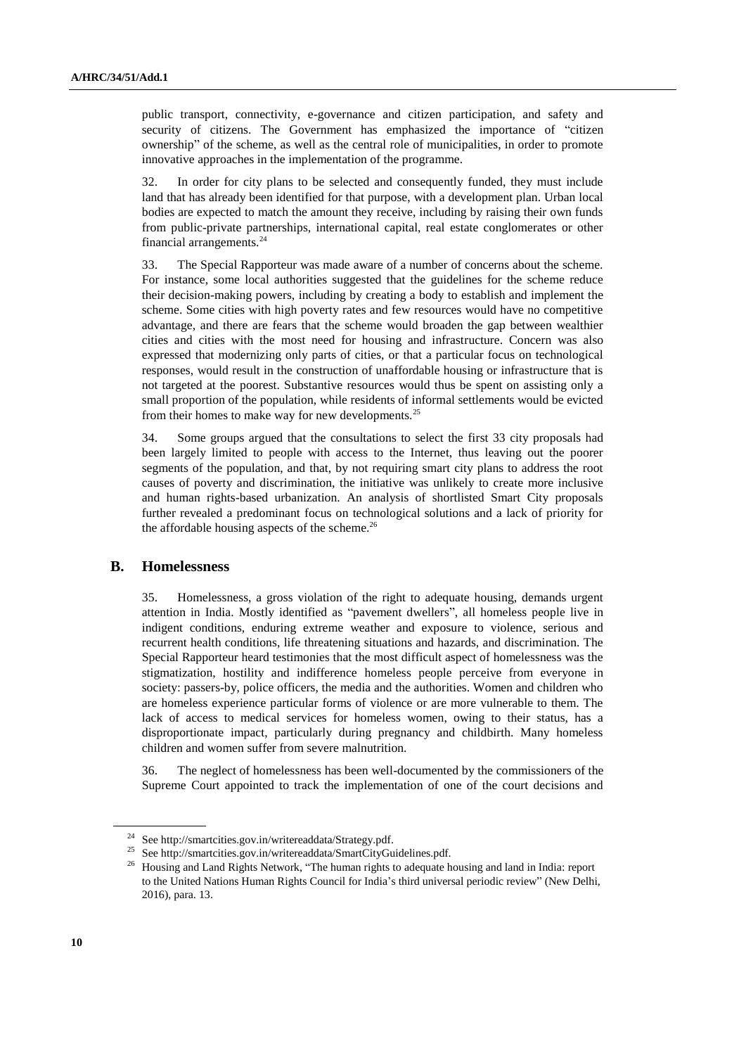public transport, connectivity, e-governance and citizen participation, and safety and security of citizens. The Government has emphasized the importance of "citizen ownership" of the scheme, as well as the central role of municipalities, in order to promote innovative approaches in the implementation of the programme.

32. In order for city plans to be selected and consequently funded, they must include land that has already been identified for that purpose, with a development plan. Urban local bodies are expected to match the amount they receive, including by raising their own funds from public-private partnerships, international capital, real estate conglomerates or other financial arrangements.[24]

33. The Special Rapporteur was made aware of a number of concerns about the scheme. For instance, some local authorities suggested that the guidelines for the scheme reduce their decision-making powers, including by creating a body to establish and implement the scheme. Some cities with high poverty rates and few resources would have no competitive advantage, and there are fears that the scheme would broaden the gap between wealthier cities and cities with the most need for housing and infrastructure. Concern was also expressed that modernizing only parts of cities, or that a particular focus on technological responses, would result in the construction of unaffordable housing or infrastructure that is not targeted at the poorest. Substantive resources would thus be spent on assisting only a small proportion of the population, while residents of informal settlements would be evicted from their homes to make way for new developments.[25]

34. Some groups argued that the consultations to select the first 33 city proposals had been largely limited to people with access to the Internet, thus leaving out the poorer segments of the population, and that, by not requiring smart city plans to address the root causes of poverty and discrimination, the initiative was unlikely to create more inclusive and human rights-based urbanization. An analysis of shortlisted Smart City proposals further revealed a predominant focus on technological solutions and a lack of priority for the affordable housing aspects of the scheme.[26]

## B. Homelessness

35. Homelessness, a gross violation of the right to adequate housing, demands urgent attention in India. Mostly identified as "pavement dwellers", all homeless people live in indigent conditions, enduring extreme weather and exposure to violence, serious and recurrent health conditions, life threatening situations and hazards, and discrimination. The Special Rapporteur heard testimonies that the most difficult aspect of homelessness was the stigmatization, hostility and indifference homeless people perceive from everyone in society: passers-by, police officers, the media and the authorities. Women and children who are homeless experience particular forms of violence or are more vulnerable to them. The lack of access to medical services for homeless women, owing to their status, has a disproportionate impact, particularly during pregnancy and childbirth. Many homeless children and women suffer from severe malnutrition.

36. The neglect of homelessness has been well-documented by the commissioners of the Supreme Court appointed to track the implementation of one of the court decisions and

---

[24] See http://smartcities.gov.in/writereaddata/Strategy.pdf.

[25] See http://smartcities.gov.in/writereaddata/SmartCityGuidelines.pdf.

[26] Housing and Land Rights Network, "The human rights to adequate housing and land in India: report to the United Nations Human Rights Council for India's third universal periodic review" (New Delhi, 2016), para. 13.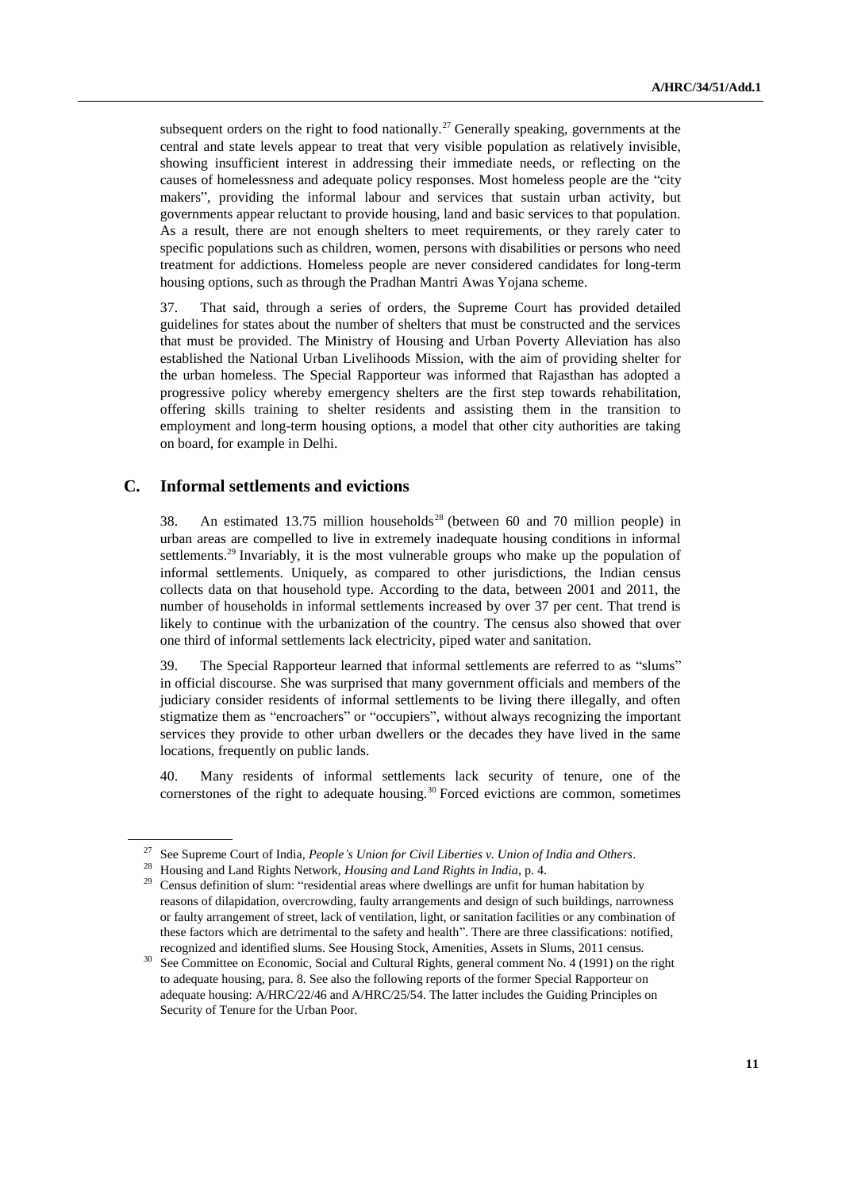subsequent orders on the right to food nationally.[27] Generally speaking, governments at the central and state levels appear to treat that very visible population as relatively invisible, showing insufficient interest in addressing their immediate needs, or reflecting on the causes of homelessness and adequate policy responses. Most homeless people are the "city makers", providing the informal labour and services that sustain urban activity, but governments appear reluctant to provide housing, land and basic services to that population. As a result, there are not enough shelters to meet requirements, or they rarely cater to specific populations such as children, women, persons with disabilities or persons who need treatment for addictions. Homeless people are never considered candidates for long-term housing options, such as through the Pradhan Mantri Awas Yojana scheme.

37. That said, through a series of orders, the Supreme Court has provided detailed guidelines for states about the number of shelters that must be constructed and the services that must be provided. The Ministry of Housing and Urban Poverty Alleviation has also established the National Urban Livelihoods Mission, with the aim of providing shelter for the urban homeless. The Special Rapporteur was informed that Rajasthan has adopted a progressive policy whereby emergency shelters are the first step towards rehabilitation, offering skills training to shelter residents and assisting them in the transition to employment and long-term housing options, a model that other city authorities are taking on board, for example in Delhi.

## C. Informal settlements and evictions

38. An estimated 13.75 million households[28] (between 60 and 70 million people) in urban areas are compelled to live in extremely inadequate housing conditions in informal settlements.[29] Invariably, it is the most vulnerable groups who make up the population of informal settlements. Uniquely, as compared to other jurisdictions, the Indian census collects data on that household type. According to the data, between 2001 and 2011, the number of households in informal settlements increased by over 37 per cent. That trend is likely to continue with the urbanization of the country. The census also showed that over one third of informal settlements lack electricity, piped water and sanitation.

39. The Special Rapporteur learned that informal settlements are referred to as "slums" in official discourse. She was surprised that many government officials and members of the judiciary consider residents of informal settlements to be living there illegally, and often stigmatize them as "encroachers" or "occupiers", without always recognizing the important services they provide to other urban dwellers or the decades they have lived in the same locations, frequently on public lands.

40. Many residents of informal settlements lack security of tenure, one of the cornerstones of the right to adequate housing.[30] Forced evictions are common, sometimes

---

[27] See Supreme Court of India, *People's Union for Civil Liberties v. Union of India and Others*.

[28] Housing and Land Rights Network, *Housing and Land Rights in India*, p. 4.

[29] Census definition of slum: "residential areas where dwellings are unfit for human habitation by reasons of dilapidation, overcrowding, faulty arrangements and design of such buildings, narrowness or faulty arrangement of street, lack of ventilation, light, or sanitation facilities or any combination of these factors which are detrimental to the safety and health". There are three classifications: notified, recognized and identified slums. See Housing Stock, Amenities, Assets in Slums, 2011 census.

[30] See Committee on Economic, Social and Cultural Rights, general comment No. 4 (1991) on the right to adequate housing, para. 8. See also the following reports of the former Special Rapporteur on adequate housing: A/HRC/22/46 and A/HRC/25/54. The latter includes the Guiding Principles on Security of Tenure for the Urban Poor.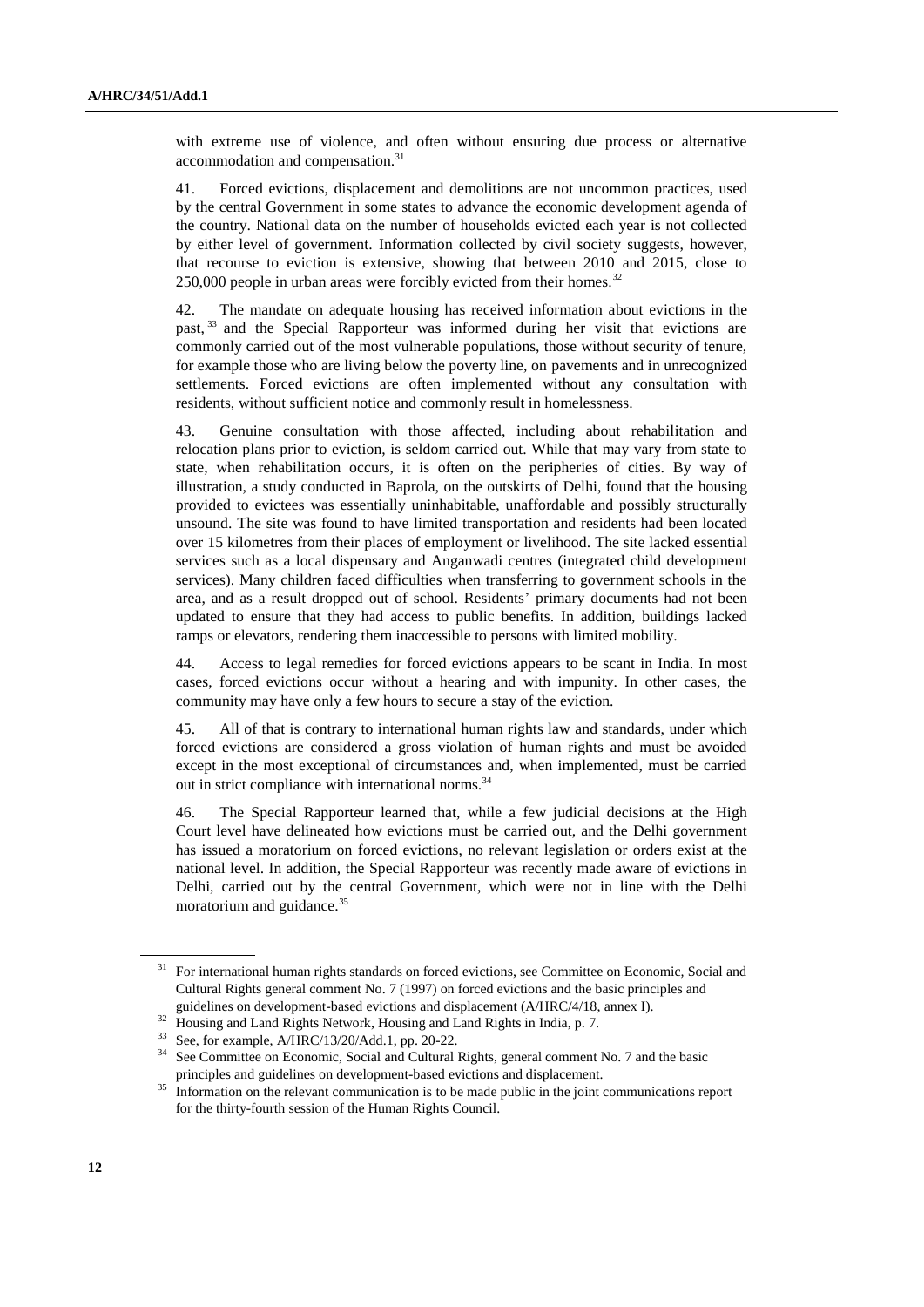with extreme use of violence, and often without ensuring due process or alternative accommodation and compensation.[31]

41. Forced evictions, displacement and demolitions are not uncommon practices, used by the central Government in some states to advance the economic development agenda of the country. National data on the number of households evicted each year is not collected by either level of government. Information collected by civil society suggests, however, that recourse to eviction is extensive, showing that between 2010 and 2015, close to 250,000 people in urban areas were forcibly evicted from their homes.[32]

42. The mandate on adequate housing has received information about evictions in the past,[33] and the Special Rapporteur was informed during her visit that evictions are commonly carried out of the most vulnerable populations, those without security of tenure, for example those who are living below the poverty line, on pavements and in unrecognized settlements. Forced evictions are often implemented without any consultation with residents, without sufficient notice and commonly result in homelessness.

43. Genuine consultation with those affected, including about rehabilitation and relocation plans prior to eviction, is seldom carried out. While that may vary from state to state, when rehabilitation occurs, it is often on the peripheries of cities. By way of illustration, a study conducted in Baprola, on the outskirts of Delhi, found that the housing provided to evictees was essentially uninhabitable, unaffordable and possibly structurally unsound. The site was found to have limited transportation and residents had been located over 15 kilometres from their places of employment or livelihood. The site lacked essential services such as a local dispensary and Anganwadi centres (integrated child development services). Many children faced difficulties when transferring to government schools in the area, and as a result dropped out of school. Residents' primary documents had not been updated to ensure that they had access to public benefits. In addition, buildings lacked ramps or elevators, rendering them inaccessible to persons with limited mobility.

44. Access to legal remedies for forced evictions appears to be scant in India. In most cases, forced evictions occur without a hearing and with impunity. In other cases, the community may have only a few hours to secure a stay of the eviction.

45. All of that is contrary to international human rights law and standards, under which forced evictions are considered a gross violation of human rights and must be avoided except in the most exceptional of circumstances and, when implemented, must be carried out in strict compliance with international norms.[34]

46. The Special Rapporteur learned that, while a few judicial decisions at the High Court level have delineated how evictions must be carried out, and the Delhi government has issued a moratorium on forced evictions, no relevant legislation or orders exist at the national level. In addition, the Special Rapporteur was recently made aware of evictions in Delhi, carried out by the central Government, which were not in line with the Delhi moratorium and guidance.[35]

---

[31] For international human rights standards on forced evictions, see Committee on Economic, Social and Cultural Rights general comment No. 7 (1997) on forced evictions and the basic principles and guidelines on development-based evictions and displacement (A/HRC/4/18, annex I).

[32] Housing and Land Rights Network, Housing and Land Rights in India, p. 7.

[33] See, for example, A/HRC/13/20/Add.1, pp. 20-22.

[34] See Committee on Economic, Social and Cultural Rights, general comment No. 7 and the basic principles and guidelines on development-based evictions and displacement.

[35] Information on the relevant communication is to be made public in the joint communications report for the thirty-fourth session of the Human Rights Council.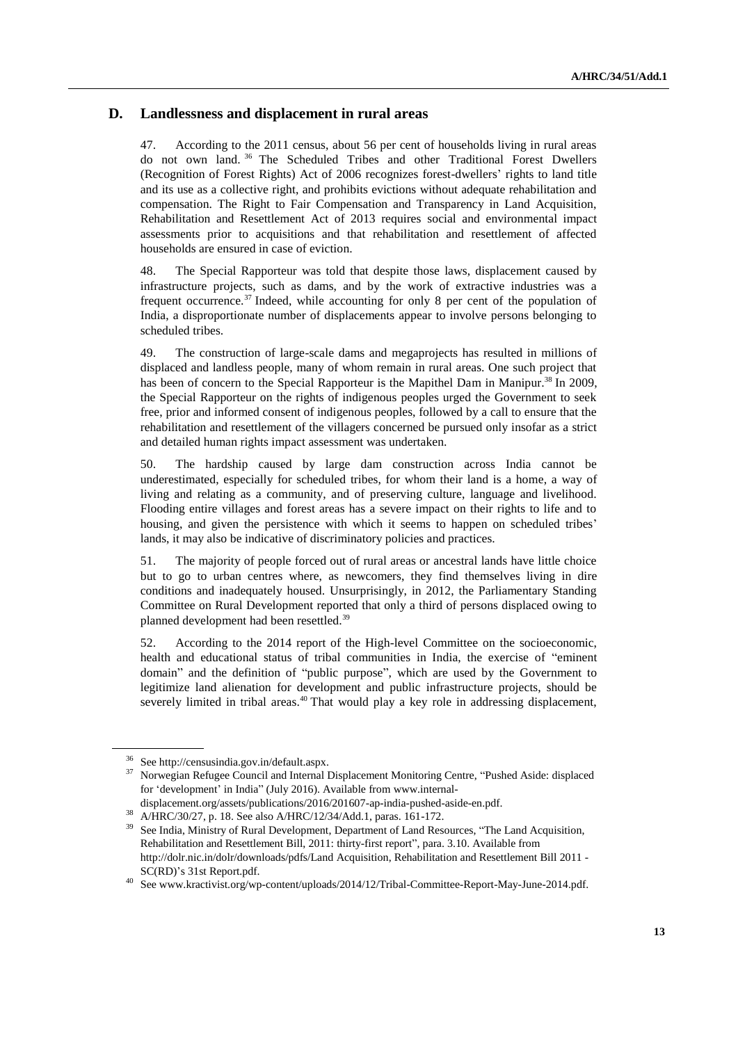## D. Landlessness and displacement in rural areas

47. According to the 2011 census, about 56 per cent of households living in rural areas do not own land.[36] The Scheduled Tribes and other Traditional Forest Dwellers (Recognition of Forest Rights) Act of 2006 recognizes forest-dwellers' rights to land title and its use as a collective right, and prohibits evictions without adequate rehabilitation and compensation. The Right to Fair Compensation and Transparency in Land Acquisition, Rehabilitation and Resettlement Act of 2013 requires social and environmental impact assessments prior to acquisitions and that rehabilitation and resettlement of affected households are ensured in case of eviction.

48. The Special Rapporteur was told that despite those laws, displacement caused by infrastructure projects, such as dams, and by the work of extractive industries was a frequent occurrence.[37] Indeed, while accounting for only 8 per cent of the population of India, a disproportionate number of displacements appear to involve persons belonging to scheduled tribes.

49. The construction of large-scale dams and megaprojects has resulted in millions of displaced and landless people, many of whom remain in rural areas. One such project that has been of concern to the Special Rapporteur is the Mapithel Dam in Manipur.[38] In 2009, the Special Rapporteur on the rights of indigenous peoples urged the Government to seek free, prior and informed consent of indigenous peoples, followed by a call to ensure that the rehabilitation and resettlement of the villagers concerned be pursued only insofar as a strict and detailed human rights impact assessment was undertaken.

50. The hardship caused by large dam construction across India cannot be underestimated, especially for scheduled tribes, for whom their land is a home, a way of living and relating as a community, and of preserving culture, language and livelihood. Flooding entire villages and forest areas has a severe impact on their rights to life and to housing, and given the persistence with which it seems to happen on scheduled tribes' lands, it may also be indicative of discriminatory policies and practices.

51. The majority of people forced out of rural areas or ancestral lands have little choice but to go to urban centres where, as newcomers, they find themselves living in dire conditions and inadequately housed. Unsurprisingly, in 2012, the Parliamentary Standing Committee on Rural Development reported that only a third of persons displaced owing to planned development had been resettled.[39]

52. According to the 2014 report of the High-level Committee on the socioeconomic, health and educational status of tribal communities in India, the exercise of "eminent domain" and the definition of "public purpose", which are used by the Government to legitimize land alienation for development and public infrastructure projects, should be severely limited in tribal areas.[40] That would play a key role in addressing displacement,

---

[36] See http://censusindia.gov.in/default.aspx.

[37] Norwegian Refugee Council and Internal Displacement Monitoring Centre, "Pushed Aside: displaced for 'development' in India" (July 2016). Available from www.internal-displacement.org/assets/publications/2016/201607-ap-india-pushed-aside-en.pdf.

[38] A/HRC/30/27, p. 18. See also A/HRC/12/34/Add.1, paras. 161-172.

[39] See India, Ministry of Rural Development, Department of Land Resources, "The Land Acquisition, Rehabilitation and Resettlement Bill, 2011: thirty-first report", para. 3.10. Available from http://dolr.nic.in/dolr/downloads/pdfs/Land Acquisition, Rehabilitation and Resettlement Bill 2011 - SC(RD)'s 31st Report.pdf.

[40] See www.kractivist.org/wp-content/uploads/2014/12/Tribal-Committee-Report-May-June-2014.pdf.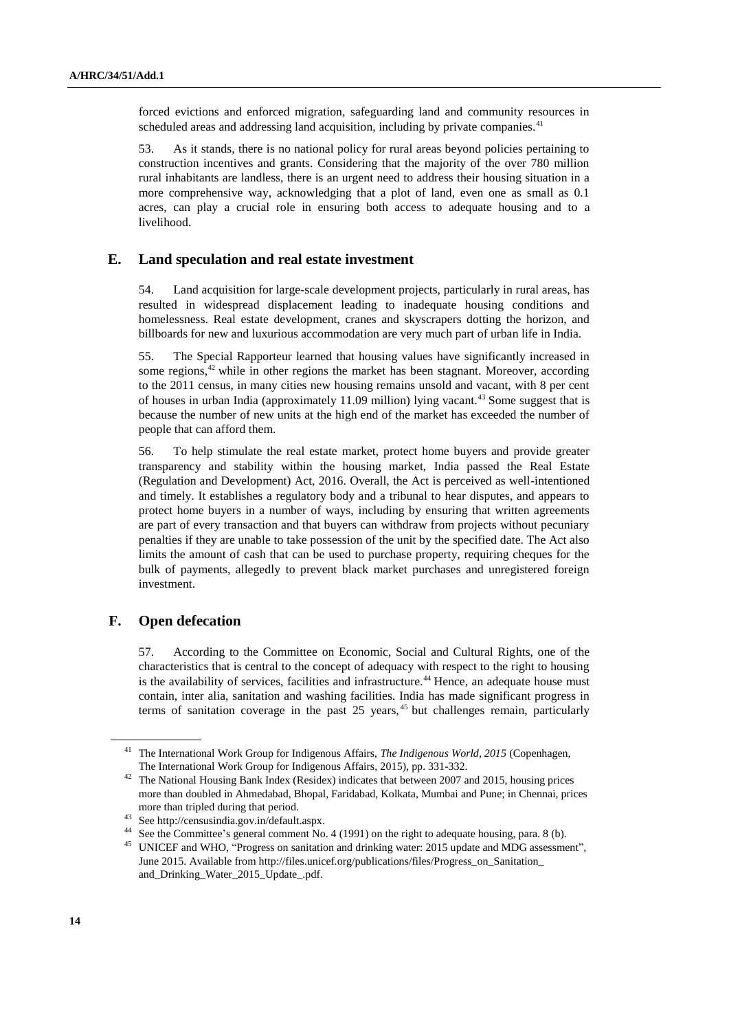forced evictions and enforced migration, safeguarding land and community resources in scheduled areas and addressing land acquisition, including by private companies.[41]

53. As it stands, there is no national policy for rural areas beyond policies pertaining to construction incentives and grants. Considering that the majority of the over 780 million rural inhabitants are landless, there is an urgent need to address their housing situation in a more comprehensive way, acknowledging that a plot of land, even one as small as 0.1 acres, can play a crucial role in ensuring both access to adequate housing and to a livelihood.

## E. Land speculation and real estate investment

54. Land acquisition for large-scale development projects, particularly in rural areas, has resulted in widespread displacement leading to inadequate housing conditions and homelessness. Real estate development, cranes and skyscrapers dotting the horizon, and billboards for new and luxurious accommodation are very much part of urban life in India.

55. The Special Rapporteur learned that housing values have significantly increased in some regions,[42] while in other regions the market has been stagnant. Moreover, according to the 2011 census, in many cities new housing remains unsold and vacant, with 8 per cent of houses in urban India (approximately 11.09 million) lying vacant.[43] Some suggest that is because the number of new units at the high end of the market has exceeded the number of people that can afford them.

56. To help stimulate the real estate market, protect home buyers and provide greater transparency and stability within the housing market, India passed the Real Estate (Regulation and Development) Act, 2016. Overall, the Act is perceived as well-intentioned and timely. It establishes a regulatory body and a tribunal to hear disputes, and appears to protect home buyers in a number of ways, including by ensuring that written agreements are part of every transaction and that buyers can withdraw from projects without pecuniary penalties if they are unable to take possession of the unit by the specified date. The Act also limits the amount of cash that can be used to purchase property, requiring cheques for the bulk of payments, allegedly to prevent black market purchases and unregistered foreign investment.

## F. Open defecation

57. According to the Committee on Economic, Social and Cultural Rights, one of the characteristics that is central to the concept of adequacy with respect to the right to housing is the availability of services, facilities and infrastructure.[44] Hence, an adequate house must contain, inter alia, sanitation and washing facilities. India has made significant progress in terms of sanitation coverage in the past 25 years,[45] but challenges remain, particularly

---

[41] The International Work Group for Indigenous Affairs, *The Indigenous World, 2015* (Copenhagen, The International Work Group for Indigenous Affairs, 2015), pp. 331-332.

[42] The National Housing Bank Index (Residex) indicates that between 2007 and 2015, housing prices more than doubled in Ahmedabad, Bhopal, Faridabad, Kolkata, Mumbai and Pune; in Chennai, prices more than tripled during that period.

[43] See http://censusindia.gov.in/default.aspx.

[44] See the Committee's general comment No. 4 (1991) on the right to adequate housing, para. 8 (b).

[45] UNICEF and WHO, "Progress on sanitation and drinking water: 2015 update and MDG assessment", June 2015. Available from http://files.unicef.org/publications/files/Progress_on_Sanitation_and_Drinking_Water_2015_Update_.pdf.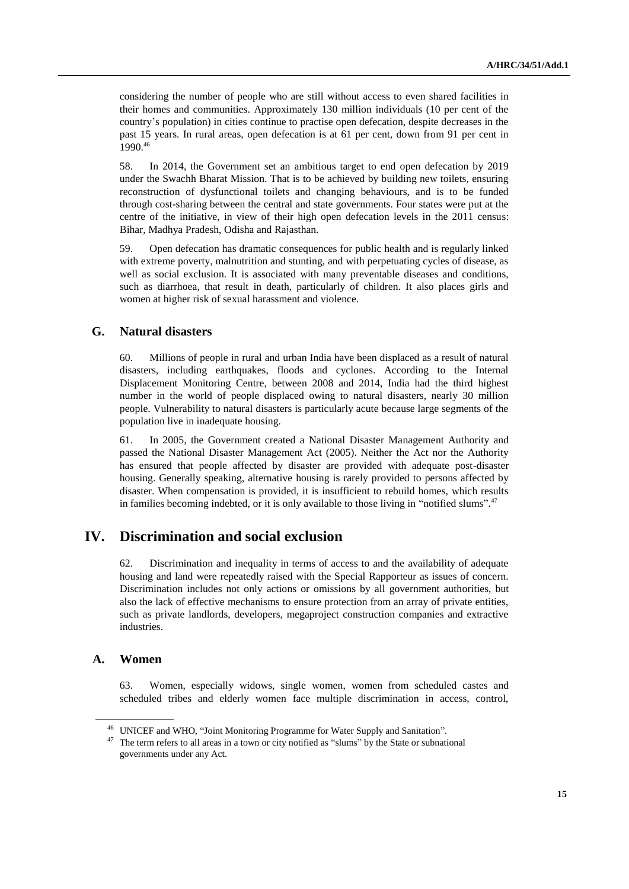considering the number of people who are still without access to even shared facilities in their homes and communities. Approximately 130 million individuals (10 per cent of the country's population) in cities continue to practise open defecation, despite decreases in the past 15 years. In rural areas, open defecation is at 61 per cent, down from 91 per cent in 1990.[46]

58. In 2014, the Government set an ambitious target to end open defecation by 2019 under the Swachh Bharat Mission. That is to be achieved by building new toilets, ensuring reconstruction of dysfunctional toilets and changing behaviours, and is to be funded through cost-sharing between the central and state governments. Four states were put at the centre of the initiative, in view of their high open defecation levels in the 2011 census: Bihar, Madhya Pradesh, Odisha and Rajasthan.

59. Open defecation has dramatic consequences for public health and is regularly linked with extreme poverty, malnutrition and stunting, and with perpetuating cycles of disease, as well as social exclusion. It is associated with many preventable diseases and conditions, such as diarrhoea, that result in death, particularly of children. It also places girls and women at higher risk of sexual harassment and violence.

## G. Natural disasters

60. Millions of people in rural and urban India have been displaced as a result of natural disasters, including earthquakes, floods and cyclones. According to the Internal Displacement Monitoring Centre, between 2008 and 2014, India had the third highest number in the world of people displaced owing to natural disasters, nearly 30 million people. Vulnerability to natural disasters is particularly acute because large segments of the population live in inadequate housing.

61. In 2005, the Government created a National Disaster Management Authority and passed the National Disaster Management Act (2005). Neither the Act nor the Authority has ensured that people affected by disaster are provided with adequate post-disaster housing. Generally speaking, alternative housing is rarely provided to persons affected by disaster. When compensation is provided, it is insufficient to rebuild homes, which results in families becoming indebted, or it is only available to those living in "notified slums".[47]

# IV. Discrimination and social exclusion

62. Discrimination and inequality in terms of access to and the availability of adequate housing and land were repeatedly raised with the Special Rapporteur as issues of concern. Discrimination includes not only actions or omissions by all government authorities, but also the lack of effective mechanisms to ensure protection from an array of private entities, such as private landlords, developers, megaproject construction companies and extractive industries.

## A. Women

63. Women, especially widows, single women, women from scheduled castes and scheduled tribes and elderly women face multiple discrimination in access, control,

---

[46] UNICEF and WHO, "Joint Monitoring Programme for Water Supply and Sanitation".

[47] The term refers to all areas in a town or city notified as "slums" by the State or subnational governments under any Act.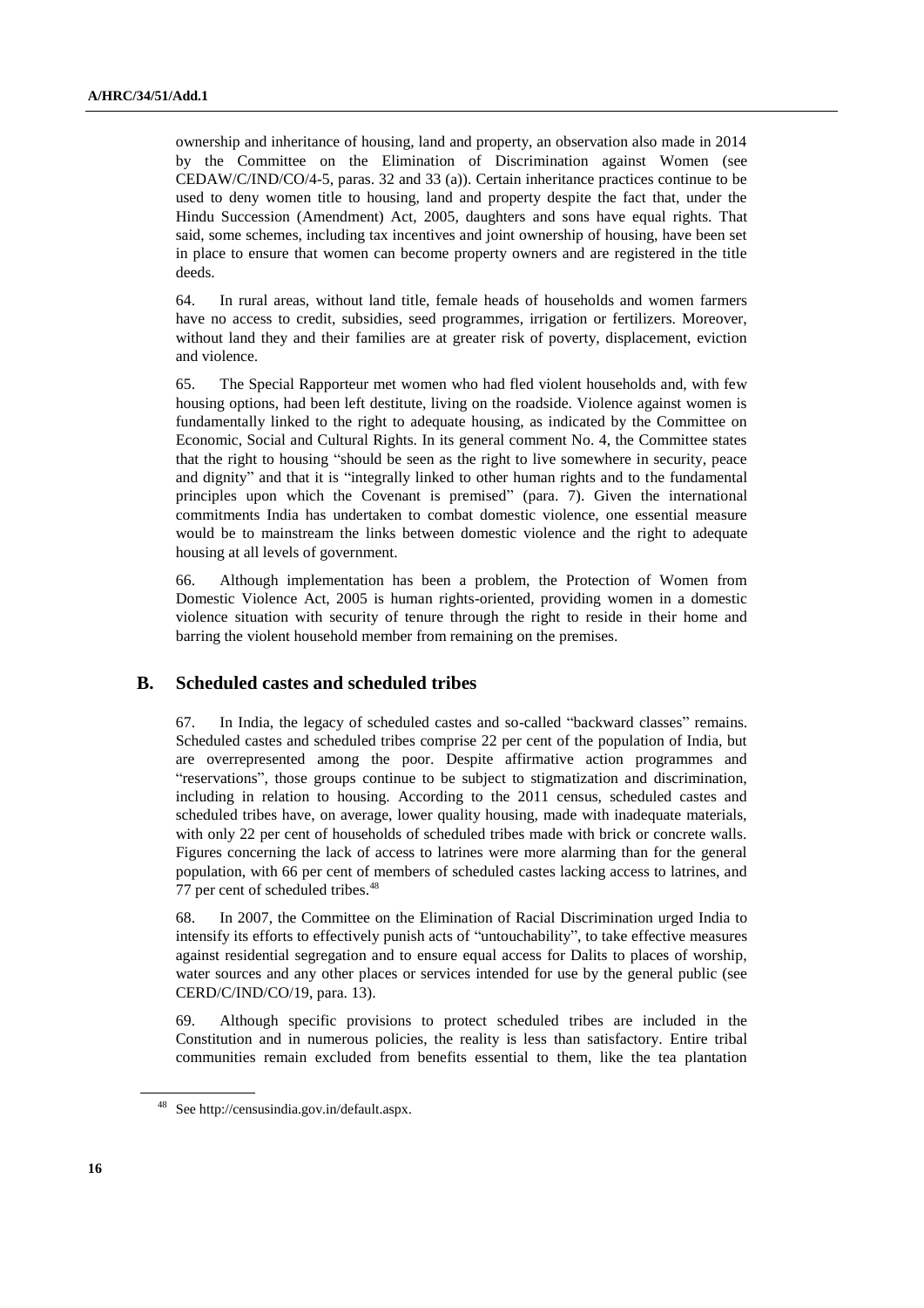ownership and inheritance of housing, land and property, an observation also made in 2014 by the Committee on the Elimination of Discrimination against Women (see CEDAW/C/IND/CO/4-5, paras. 32 and 33 (a)). Certain inheritance practices continue to be used to deny women title to housing, land and property despite the fact that, under the Hindu Succession (Amendment) Act, 2005, daughters and sons have equal rights. That said, some schemes, including tax incentives and joint ownership of housing, have been set in place to ensure that women can become property owners and are registered in the title deeds.

64. In rural areas, without land title, female heads of households and women farmers have no access to credit, subsidies, seed programmes, irrigation or fertilizers. Moreover, without land they and their families are at greater risk of poverty, displacement, eviction and violence.

65. The Special Rapporteur met women who had fled violent households and, with few housing options, had been left destitute, living on the roadside. Violence against women is fundamentally linked to the right to adequate housing, as indicated by the Committee on Economic, Social and Cultural Rights. In its general comment No. 4, the Committee states that the right to housing "should be seen as the right to live somewhere in security, peace and dignity" and that it is "integrally linked to other human rights and to the fundamental principles upon which the Covenant is premised" (para. 7). Given the international commitments India has undertaken to combat domestic violence, one essential measure would be to mainstream the links between domestic violence and the right to adequate housing at all levels of government.

66. Although implementation has been a problem, the Protection of Women from Domestic Violence Act, 2005 is human rights-oriented, providing women in a domestic violence situation with security of tenure through the right to reside in their home and barring the violent household member from remaining on the premises.

## B. Scheduled castes and scheduled tribes

67. In India, the legacy of scheduled castes and so-called "backward classes" remains. Scheduled castes and scheduled tribes comprise 22 per cent of the population of India, but are overrepresented among the poor. Despite affirmative action programmes and "reservations", those groups continue to be subject to stigmatization and discrimination, including in relation to housing. According to the 2011 census, scheduled castes and scheduled tribes have, on average, lower quality housing, made with inadequate materials, with only 22 per cent of households of scheduled tribes made with brick or concrete walls. Figures concerning the lack of access to latrines were more alarming than for the general population, with 66 per cent of members of scheduled castes lacking access to latrines, and 77 per cent of scheduled tribes.[48]

68. In 2007, the Committee on the Elimination of Racial Discrimination urged India to intensify its efforts to effectively punish acts of "untouchability", to take effective measures against residential segregation and to ensure equal access for Dalits to places of worship, water sources and any other places or services intended for use by the general public (see CERD/C/IND/CO/19, para. 13).

69. Although specific provisions to protect scheduled tribes are included in the Constitution and in numerous policies, the reality is less than satisfactory. Entire tribal communities remain excluded from benefits essential to them, like the tea plantation

[48] See http://censusindia.gov.in/default.aspx.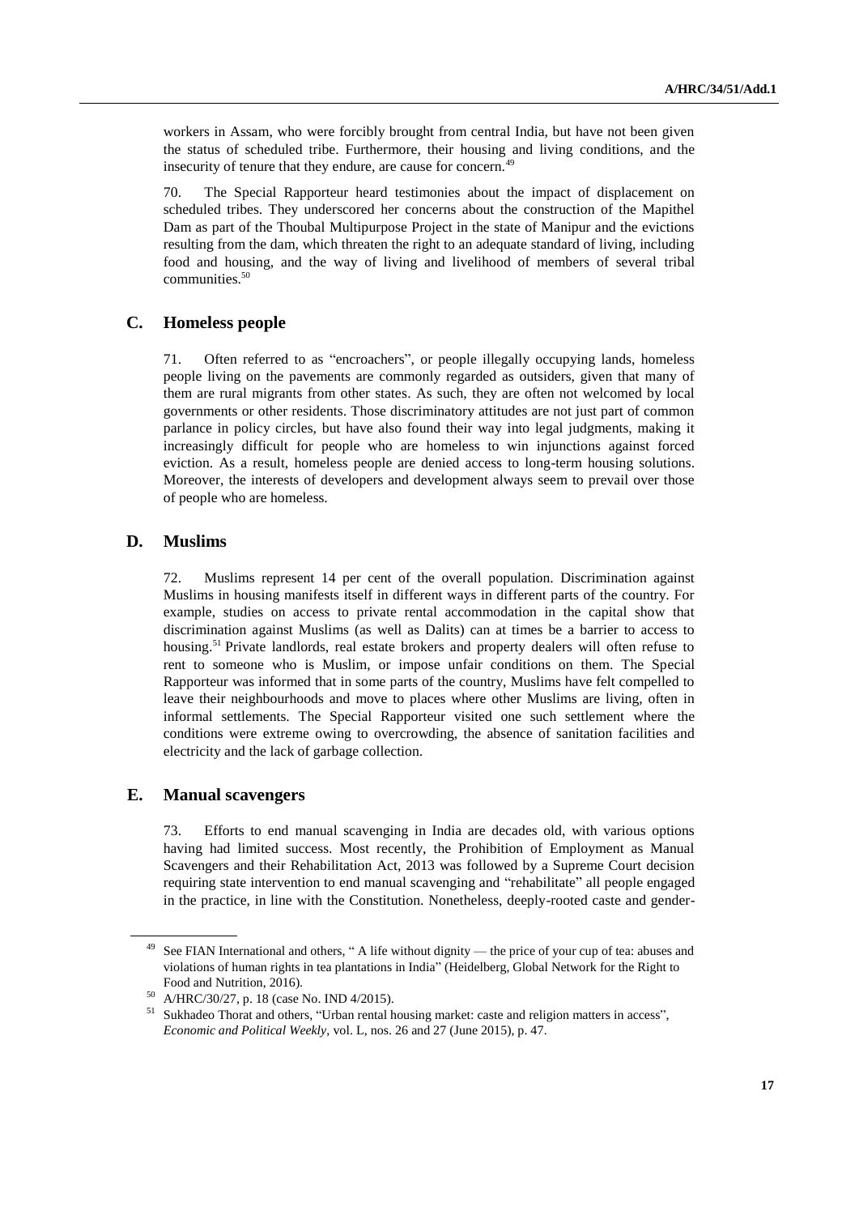workers in Assam, who were forcibly brought from central India, but have not been given the status of scheduled tribe. Furthermore, their housing and living conditions, and the insecurity of tenure that they endure, are cause for concern.[49]

70. The Special Rapporteur heard testimonies about the impact of displacement on scheduled tribes. They underscored her concerns about the construction of the Mapithel Dam as part of the Thoubal Multipurpose Project in the state of Manipur and the evictions resulting from the dam, which threaten the right to an adequate standard of living, including food and housing, and the way of living and livelihood of members of several tribal communities.[50]

## C. Homeless people

71. Often referred to as "encroachers", or people illegally occupying lands, homeless people living on the pavements are commonly regarded as outsiders, given that many of them are rural migrants from other states. As such, they are often not welcomed by local governments or other residents. Those discriminatory attitudes are not just part of common parlance in policy circles, but have also found their way into legal judgments, making it increasingly difficult for people who are homeless to win injunctions against forced eviction. As a result, homeless people are denied access to long-term housing solutions. Moreover, the interests of developers and development always seem to prevail over those of people who are homeless.

## D. Muslims

72. Muslims represent 14 per cent of the overall population. Discrimination against Muslims in housing manifests itself in different ways in different parts of the country. For example, studies on access to private rental accommodation in the capital show that discrimination against Muslims (as well as Dalits) can at times be a barrier to access to housing.[51] Private landlords, real estate brokers and property dealers will often refuse to rent to someone who is Muslim, or impose unfair conditions on them. The Special Rapporteur was informed that in some parts of the country, Muslims have felt compelled to leave their neighbourhoods and move to places where other Muslims are living, often in informal settlements. The Special Rapporteur visited one such settlement where the conditions were extreme owing to overcrowding, the absence of sanitation facilities and electricity and the lack of garbage collection.

## E. Manual scavengers

73. Efforts to end manual scavenging in India are decades old, with various options having had limited success. Most recently, the Prohibition of Employment as Manual Scavengers and their Rehabilitation Act, 2013 was followed by a Supreme Court decision requiring state intervention to end manual scavenging and "rehabilitate" all people engaged in the practice, in line with the Constitution. Nonetheless, deeply-rooted caste and gender-

---

[49] See FIAN International and others, " A life without dignity — the price of your cup of tea: abuses and violations of human rights in tea plantations in India" (Heidelberg, Global Network for the Right to Food and Nutrition, 2016).

[50] A/HRC/30/27, p. 18 (case No. IND 4/2015).

[51] Sukhadeo Thorat and others, "Urban rental housing market: caste and religion matters in access", *Economic and Political Weekly*, vol. L, nos. 26 and 27 (June 2015), p. 47.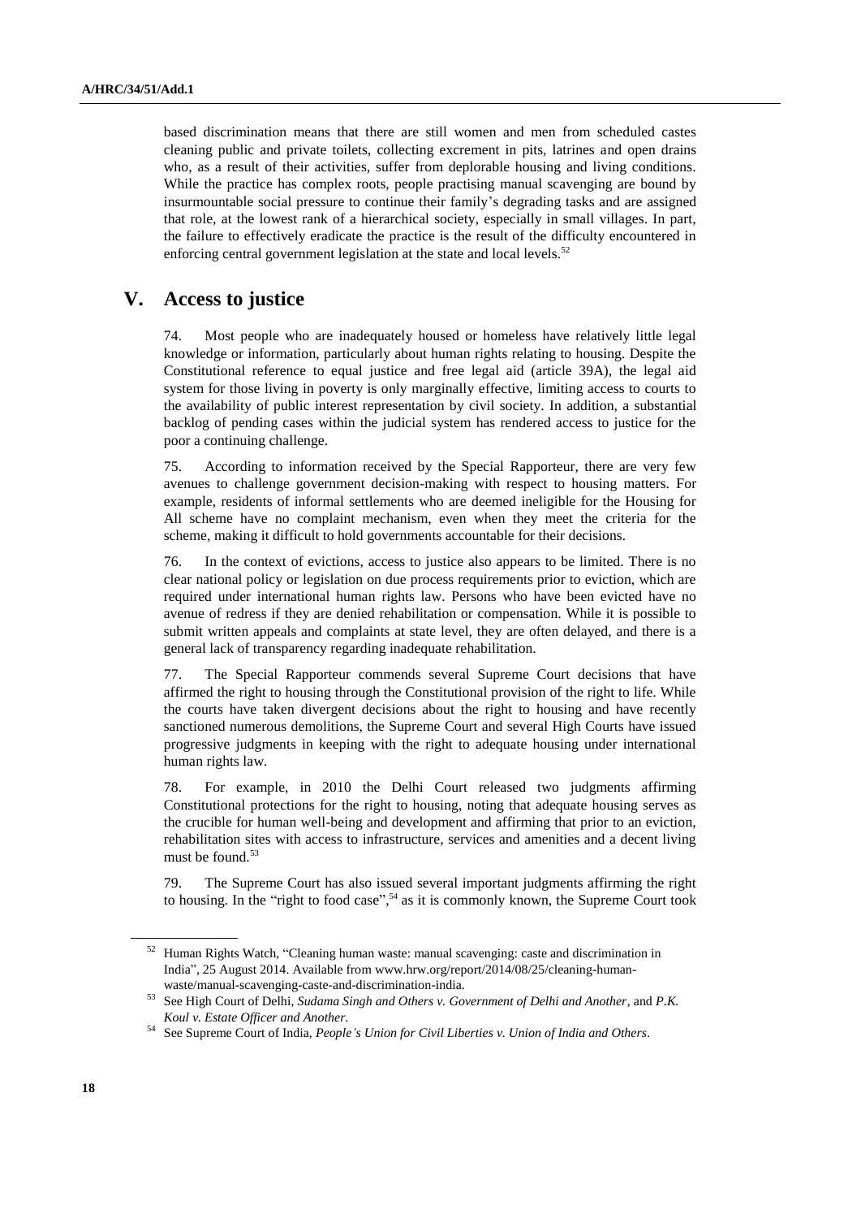based discrimination means that there are still women and men from scheduled castes cleaning public and private toilets, collecting excrement in pits, latrines and open drains who, as a result of their activities, suffer from deplorable housing and living conditions. While the practice has complex roots, people practising manual scavenging are bound by insurmountable social pressure to continue their family's degrading tasks and are assigned that role, at the lowest rank of a hierarchical society, especially in small villages. In part, the failure to effectively eradicate the practice is the result of the difficulty encountered in enforcing central government legislation at the state and local levels.[52]

## V. Access to justice

74. Most people who are inadequately housed or homeless have relatively little legal knowledge or information, particularly about human rights relating to housing. Despite the Constitutional reference to equal justice and free legal aid (article 39A), the legal aid system for those living in poverty is only marginally effective, limiting access to courts to the availability of public interest representation by civil society. In addition, a substantial backlog of pending cases within the judicial system has rendered access to justice for the poor a continuing challenge.

75. According to information received by the Special Rapporteur, there are very few avenues to challenge government decision-making with respect to housing matters. For example, residents of informal settlements who are deemed ineligible for the Housing for All scheme have no complaint mechanism, even when they meet the criteria for the scheme, making it difficult to hold governments accountable for their decisions.

76. In the context of evictions, access to justice also appears to be limited. There is no clear national policy or legislation on due process requirements prior to eviction, which are required under international human rights law. Persons who have been evicted have no avenue of redress if they are denied rehabilitation or compensation. While it is possible to submit written appeals and complaints at state level, they are often delayed, and there is a general lack of transparency regarding inadequate rehabilitation.

77. The Special Rapporteur commends several Supreme Court decisions that have affirmed the right to housing through the Constitutional provision of the right to life. While the courts have taken divergent decisions about the right to housing and have recently sanctioned numerous demolitions, the Supreme Court and several High Courts have issued progressive judgments in keeping with the right to adequate housing under international human rights law.

78. For example, in 2010 the Delhi Court released two judgments affirming Constitutional protections for the right to housing, noting that adequate housing serves as the crucible for human well-being and development and affirming that prior to an eviction, rehabilitation sites with access to infrastructure, services and amenities and a decent living must be found.[53]

79. The Supreme Court has also issued several important judgments affirming the right to housing. In the "right to food case",[54] as it is commonly known, the Supreme Court took

---

[52] Human Rights Watch, "Cleaning human waste: manual scavenging: caste and discrimination in India", 25 August 2014. Available from www.hrw.org/report/2014/08/25/cleaning-human-waste/manual-scavenging-caste-and-discrimination-india.

[53] See High Court of Delhi, *Sudama Singh and Others v. Government of Delhi and Another*, and *P.K. Koul v. Estate Officer and Another*.

[54] See Supreme Court of India, *People's Union for Civil Liberties v. Union of India and Others*.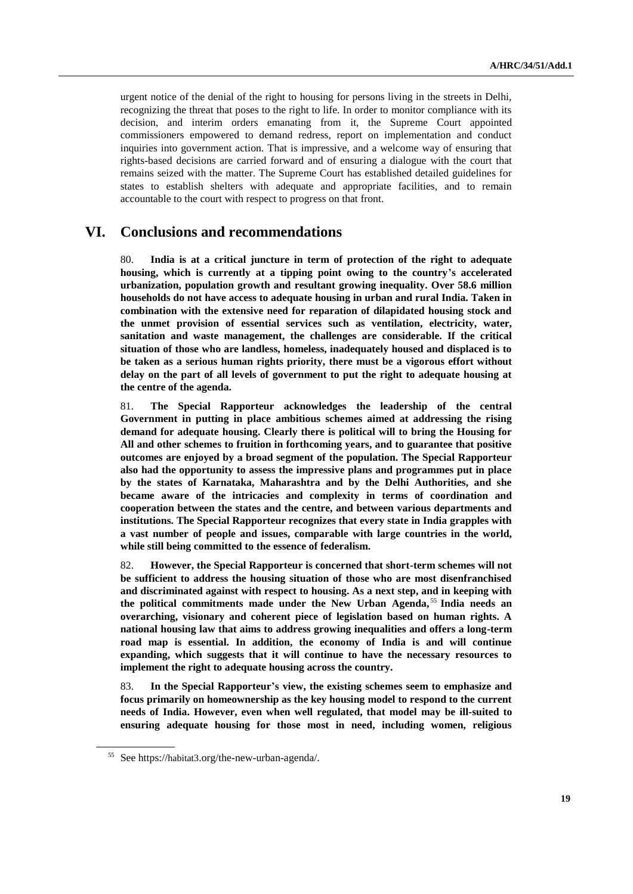urgent notice of the denial of the right to housing for persons living in the streets in Delhi, recognizing the threat that poses to the right to life. In order to monitor compliance with its decision, and interim orders emanating from it, the Supreme Court appointed commissioners empowered to demand redress, report on implementation and conduct inquiries into government action. That is impressive, and a welcome way of ensuring that rights-based decisions are carried forward and of ensuring a dialogue with the court that remains seized with the matter. The Supreme Court has established detailed guidelines for states to establish shelters with adequate and appropriate facilities, and to remain accountable to the court with respect to progress on that front.

# VI. Conclusions and recommendations

80. **India is at a critical juncture in term of protection of the right to adequate housing, which is currently at a tipping point owing to the country's accelerated urbanization, population growth and resultant growing inequality. Over 58.6 million households do not have access to adequate housing in urban and rural India. Taken in combination with the extensive need for reparation of dilapidated housing stock and the unmet provision of essential services such as ventilation, electricity, water, sanitation and waste management, the challenges are considerable. If the critical situation of those who are landless, homeless, inadequately housed and displaced is to be taken as a serious human rights priority, there must be a vigorous effort without delay on the part of all levels of government to put the right to adequate housing at the centre of the agenda.**

81. **The Special Rapporteur acknowledges the leadership of the central Government in putting in place ambitious schemes aimed at addressing the rising demand for adequate housing. Clearly there is political will to bring the Housing for All and other schemes to fruition in forthcoming years, and to guarantee that positive outcomes are enjoyed by a broad segment of the population. The Special Rapporteur also had the opportunity to assess the impressive plans and programmes put in place by the states of Karnataka, Maharashtra and by the Delhi Authorities, and she became aware of the intricacies and complexity in terms of coordination and cooperation between the states and the centre, and between various departments and institutions. The Special Rapporteur recognizes that every state in India grapples with a vast number of people and issues, comparable with large countries in the world, while still being committed to the essence of federalism.**

82. **However, the Special Rapporteur is concerned that short-term schemes will not be sufficient to address the housing situation of those who are most disenfranchised and discriminated against with respect to housing. As a next step, and in keeping with the political commitments made under the New Urban Agenda,**[55] **India needs an overarching, visionary and coherent piece of legislation based on human rights. A national housing law that aims to address growing inequalities and offers a long-term road map is essential. In addition, the economy of India is and will continue expanding, which suggests that it will continue to have the necessary resources to implement the right to adequate housing across the country.**

83. **In the Special Rapporteur's view, the existing schemes seem to emphasize and focus primarily on homeownership as the key housing model to respond to the current needs of India. However, even when well regulated, that model may be ill-suited to ensuring adequate housing for those most in need, including women, religious**

---

[55] See https://habitat3.org/the-new-urban-agenda/.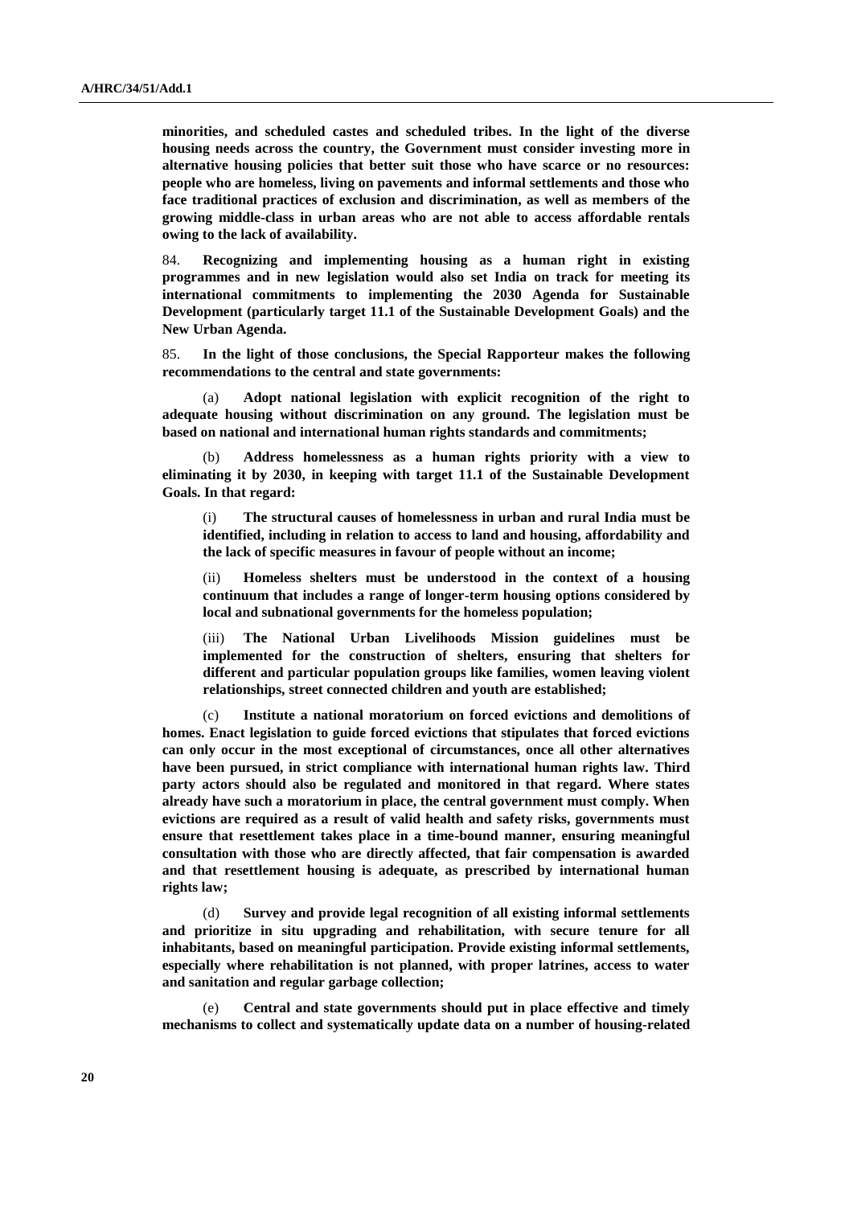**minorities, and scheduled castes and scheduled tribes. In the light of the diverse housing needs across the country, the Government must consider investing more in alternative housing policies that better suit those who have scarce or no resources: people who are homeless, living on pavements and informal settlements and those who face traditional practices of exclusion and discrimination, as well as members of the growing middle-class in urban areas who are not able to access affordable rentals owing to the lack of availability.**

84. **Recognizing and implementing housing as a human right in existing programmes and in new legislation would also set India on track for meeting its international commitments to implementing the 2030 Agenda for Sustainable Development (particularly target 11.1 of the Sustainable Development Goals) and the New Urban Agenda.**

85. **In the light of those conclusions, the Special Rapporteur makes the following recommendations to the central and state governments:**

(a) **Adopt national legislation with explicit recognition of the right to adequate housing without discrimination on any ground. The legislation must be based on national and international human rights standards and commitments;**

(b) **Address homelessness as a human rights priority with a view to eliminating it by 2030, in keeping with target 11.1 of the Sustainable Development Goals. In that regard:**

(i) **The structural causes of homelessness in urban and rural India must be identified, including in relation to access to land and housing, affordability and the lack of specific measures in favour of people without an income;**

(ii) **Homeless shelters must be understood in the context of a housing continuum that includes a range of longer-term housing options considered by local and subnational governments for the homeless population;**

(iii) **The National Urban Livelihoods Mission guidelines must be implemented for the construction of shelters, ensuring that shelters for different and particular population groups like families, women leaving violent relationships, street connected children and youth are established;**

(c) **Institute a national moratorium on forced evictions and demolitions of homes. Enact legislation to guide forced evictions that stipulates that forced evictions can only occur in the most exceptional of circumstances, once all other alternatives have been pursued, in strict compliance with international human rights law. Third party actors should also be regulated and monitored in that regard. Where states already have such a moratorium in place, the central government must comply. When evictions are required as a result of valid health and safety risks, governments must ensure that resettlement takes place in a time-bound manner, ensuring meaningful consultation with those who are directly affected, that fair compensation is awarded and that resettlement housing is adequate, as prescribed by international human rights law;**

(d) **Survey and provide legal recognition of all existing informal settlements and prioritize in situ upgrading and rehabilitation, with secure tenure for all inhabitants, based on meaningful participation. Provide existing informal settlements, especially where rehabilitation is not planned, with proper latrines, access to water and sanitation and regular garbage collection;**

(e) **Central and state governments should put in place effective and timely mechanisms to collect and systematically update data on a number of housing-related**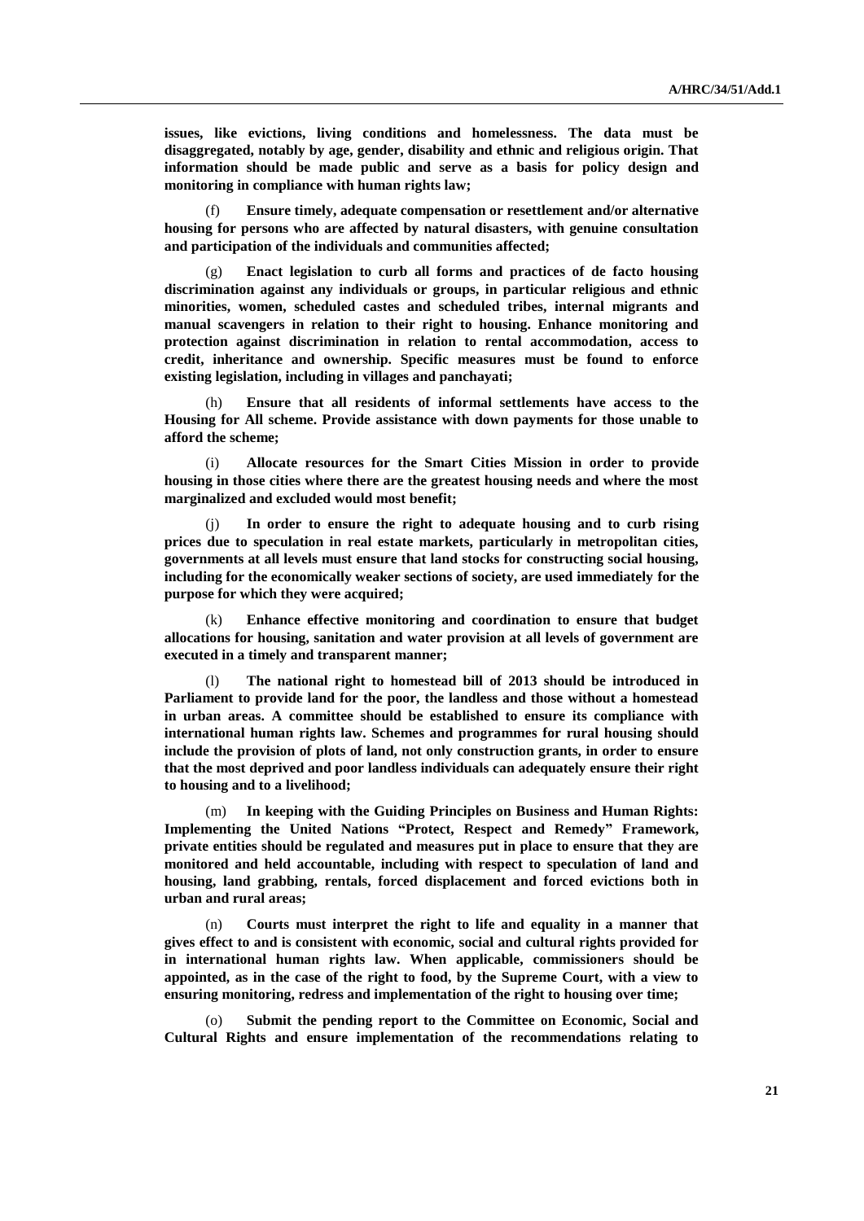**issues, like evictions, living conditions and homelessness. The data must be disaggregated, notably by age, gender, disability and ethnic and religious origin. That information should be made public and serve as a basis for policy design and monitoring in compliance with human rights law;**

(f) **Ensure timely, adequate compensation or resettlement and/or alternative housing for persons who are affected by natural disasters, with genuine consultation and participation of the individuals and communities affected;**

(g) **Enact legislation to curb all forms and practices of de facto housing discrimination against any individuals or groups, in particular religious and ethnic minorities, women, scheduled castes and scheduled tribes, internal migrants and manual scavengers in relation to their right to housing. Enhance monitoring and protection against discrimination in relation to rental accommodation, access to credit, inheritance and ownership. Specific measures must be found to enforce existing legislation, including in villages and panchayati;**

(h) **Ensure that all residents of informal settlements have access to the Housing for All scheme. Provide assistance with down payments for those unable to afford the scheme;**

(i) **Allocate resources for the Smart Cities Mission in order to provide housing in those cities where there are the greatest housing needs and where the most marginalized and excluded would most benefit;**

(j) **In order to ensure the right to adequate housing and to curb rising prices due to speculation in real estate markets, particularly in metropolitan cities, governments at all levels must ensure that land stocks for constructing social housing, including for the economically weaker sections of society, are used immediately for the purpose for which they were acquired;**

(k) **Enhance effective monitoring and coordination to ensure that budget allocations for housing, sanitation and water provision at all levels of government are executed in a timely and transparent manner;**

(l) **The national right to homestead bill of 2013 should be introduced in Parliament to provide land for the poor, the landless and those without a homestead in urban areas. A committee should be established to ensure its compliance with international human rights law. Schemes and programmes for rural housing should include the provision of plots of land, not only construction grants, in order to ensure that the most deprived and poor landless individuals can adequately ensure their right to housing and to a livelihood;**

(m) **In keeping with the Guiding Principles on Business and Human Rights: Implementing the United Nations "Protect, Respect and Remedy" Framework, private entities should be regulated and measures put in place to ensure that they are monitored and held accountable, including with respect to speculation of land and housing, land grabbing, rentals, forced displacement and forced evictions both in urban and rural areas;**

(n) **Courts must interpret the right to life and equality in a manner that gives effect to and is consistent with economic, social and cultural rights provided for in international human rights law. When applicable, commissioners should be appointed, as in the case of the right to food, by the Supreme Court, with a view to ensuring monitoring, redress and implementation of the right to housing over time;**

(o) **Submit the pending report to the Committee on Economic, Social and Cultural Rights and ensure implementation of the recommendations relating to**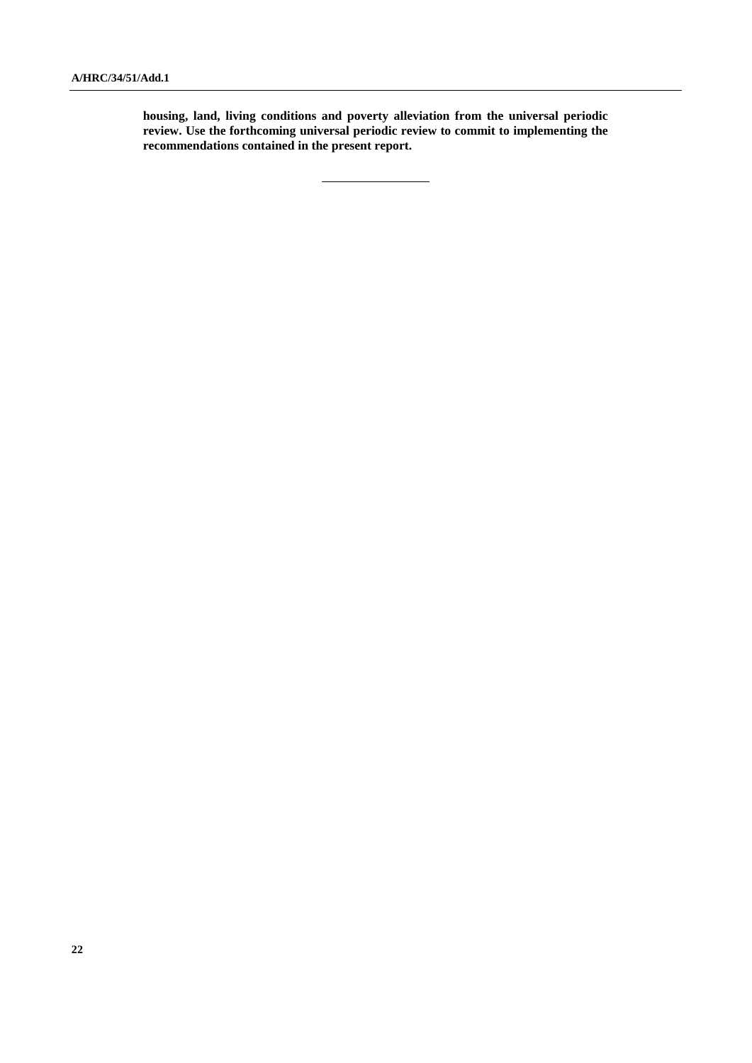**housing, land, living conditions and poverty alleviation from the universal periodic review. Use the forthcoming universal periodic review to commit to implementing the recommendations contained in the present report.**